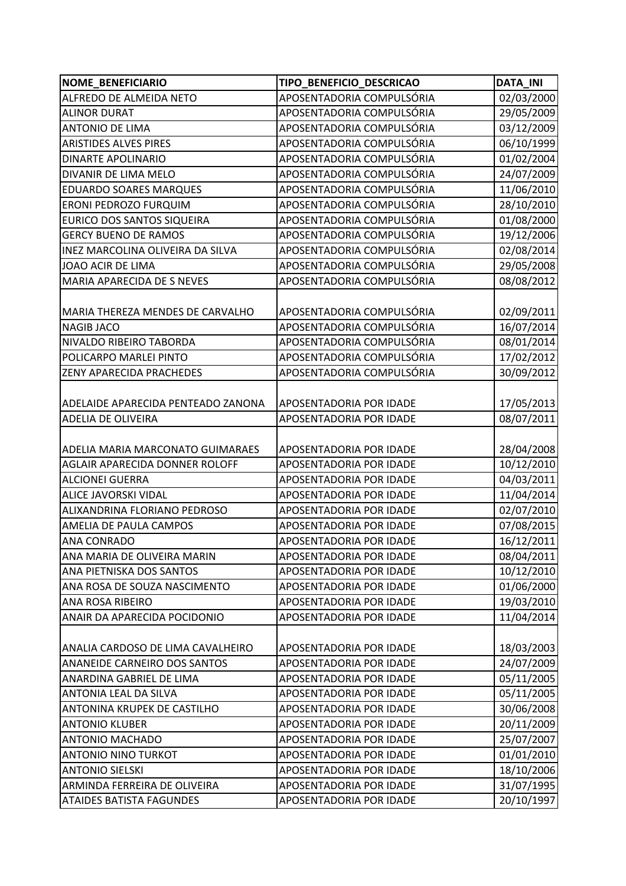| NOME_BENEFICIARIO | TIPO_BENEFICIO_DESCRICAO | DATA_INI |
|---|---|---|
| ALFREDO DE ALMEIDA NETO | APOSENTADORIA COMPULSÓRIA | 02/03/2000 |
| ALINOR DURAT | APOSENTADORIA COMPULSÓRIA | 29/05/2009 |
| ANTONIO DE LIMA | APOSENTADORIA COMPULSÓRIA | 03/12/2009 |
| ARISTIDES ALVES PIRES | APOSENTADORIA COMPULSÓRIA | 06/10/1999 |
| DINARTE APOLINARIO | APOSENTADORIA COMPULSÓRIA | 01/02/2004 |
| DIVANIR DE LIMA MELO | APOSENTADORIA COMPULSÓRIA | 24/07/2009 |
| EDUARDO SOARES MARQUES | APOSENTADORIA COMPULSÓRIA | 11/06/2010 |
| ERONI PEDROZO FURQUIM | APOSENTADORIA COMPULSÓRIA | 28/10/2010 |
| EURICO DOS SANTOS SIQUEIRA | APOSENTADORIA COMPULSÓRIA | 01/08/2000 |
| GERCY BUENO DE RAMOS | APOSENTADORIA COMPULSÓRIA | 19/12/2006 |
| INEZ MARCOLINA OLIVEIRA DA SILVA | APOSENTADORIA COMPULSÓRIA | 02/08/2014 |
| JOAO ACIR DE LIMA | APOSENTADORIA COMPULSÓRIA | 29/05/2008 |
| MARIA APARECIDA DE S NEVES | APOSENTADORIA COMPULSÓRIA | 08/08/2012 |
| MARIA THEREZA MENDES DE CARVALHO | APOSENTADORIA COMPULSÓRIA | 02/09/2011 |
| NAGIB JACO | APOSENTADORIA COMPULSÓRIA | 16/07/2014 |
| NIVALDO RIBEIRO TABORDA | APOSENTADORIA COMPULSÓRIA | 08/01/2014 |
| POLICARPO MARLEI PINTO | APOSENTADORIA COMPULSÓRIA | 17/02/2012 |
| ZENY APARECIDA PRACHEDES | APOSENTADORIA COMPULSÓRIA | 30/09/2012 |
| ADELAIDE APARECIDA PENTEADO ZANONA | APOSENTADORIA POR IDADE | 17/05/2013 |
| ADELIA DE OLIVEIRA | APOSENTADORIA POR IDADE | 08/07/2011 |
| ADELIA MARIA MARCONATO GUIMARAES | APOSENTADORIA POR IDADE | 28/04/2008 |
| AGLAIR APARECIDA DONNER ROLOFF | APOSENTADORIA POR IDADE | 10/12/2010 |
| ALCIONEI GUERRA | APOSENTADORIA POR IDADE | 04/03/2011 |
| ALICE JAVORSKI VIDAL | APOSENTADORIA POR IDADE | 11/04/2014 |
| ALIXANDRINA FLORIANO PEDROSO | APOSENTADORIA POR IDADE | 02/07/2010 |
| AMELIA DE PAULA CAMPOS | APOSENTADORIA POR IDADE | 07/08/2015 |
| ANA CONRADO | APOSENTADORIA POR IDADE | 16/12/2011 |
| ANA MARIA DE OLIVEIRA MARIN | APOSENTADORIA POR IDADE | 08/04/2011 |
| ANA PIETNISKA DOS SANTOS | APOSENTADORIA POR IDADE | 10/12/2010 |
| ANA ROSA DE SOUZA NASCIMENTO | APOSENTADORIA POR IDADE | 01/06/2000 |
| ANA ROSA RIBEIRO | APOSENTADORIA POR IDADE | 19/03/2010 |
| ANAIR DA APARECIDA POCIDONIO | APOSENTADORIA POR IDADE | 11/04/2014 |
| ANALIA CARDOSO DE LIMA CAVALHEIRO | APOSENTADORIA POR IDADE | 18/03/2003 |
| ANANEIDE CARNEIRO DOS SANTOS | APOSENTADORIA POR IDADE | 24/07/2009 |
| ANARDINA GABRIEL DE LIMA | APOSENTADORIA POR IDADE | 05/11/2005 |
| ANTONIA LEAL DA SILVA | APOSENTADORIA POR IDADE | 05/11/2005 |
| ANTONINA KRUPEK DE CASTILHO | APOSENTADORIA POR IDADE | 30/06/2008 |
| ANTONIO KLUBER | APOSENTADORIA POR IDADE | 20/11/2009 |
| ANTONIO MACHADO | APOSENTADORIA POR IDADE | 25/07/2007 |
| ANTONIO NINO TURKOT | APOSENTADORIA POR IDADE | 01/01/2010 |
| ANTONIO SIELSKI | APOSENTADORIA POR IDADE | 18/10/2006 |
| ARMINDA FERREIRA DE OLIVEIRA | APOSENTADORIA POR IDADE | 31/07/1995 |
| ATAIDES BATISTA FAGUNDES | APOSENTADORIA POR IDADE | 20/10/1997 |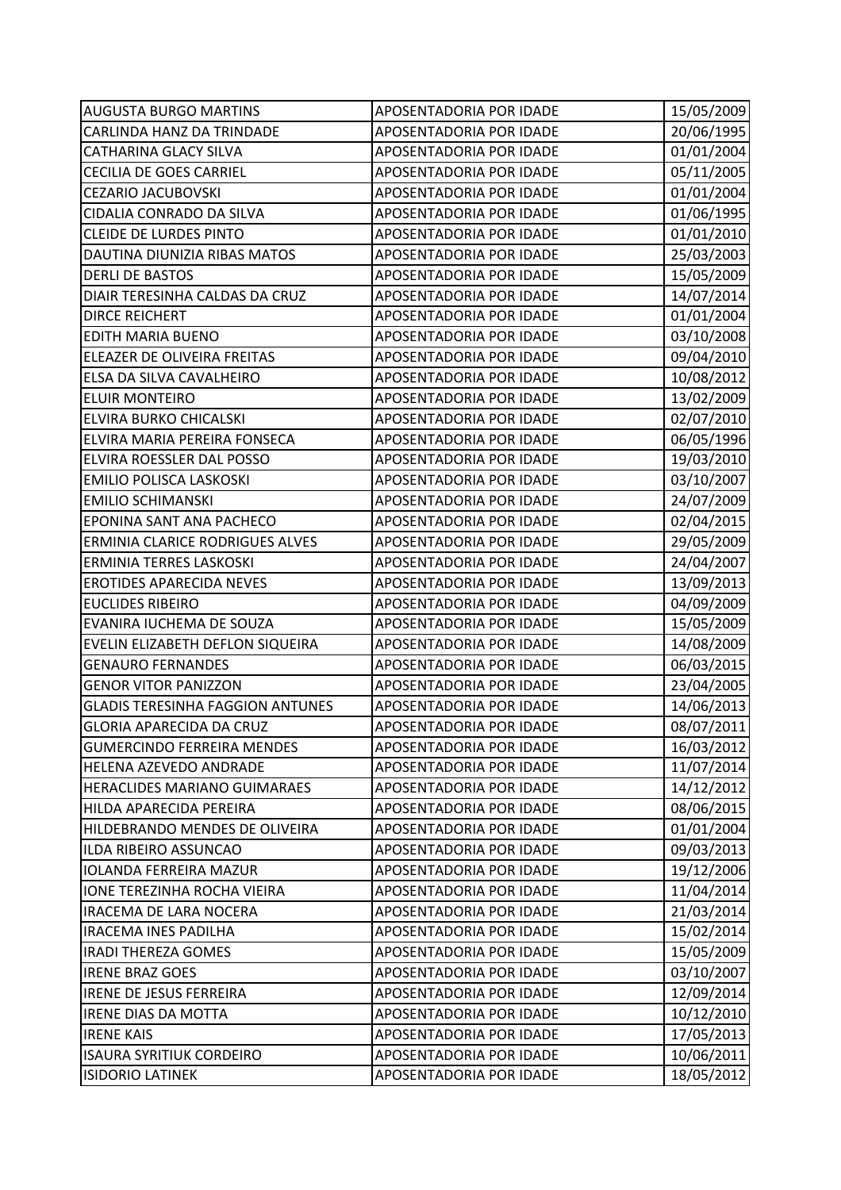| AUGUSTA BURGO MARTINS | APOSENTADORIA POR IDADE | 15/05/2009 |
|---|---|---|
| CARLINDA HANZ DA TRINDADE | APOSENTADORIA POR IDADE | 20/06/1995 |
| CATHARINA GLACY SILVA | APOSENTADORIA POR IDADE | 01/01/2004 |
| CECILIA DE GOES CARRIEL | APOSENTADORIA POR IDADE | 05/11/2005 |
| CEZARIO JACUBOVSKI | APOSENTADORIA POR IDADE | 01/01/2004 |
| CIDALIA CONRADO DA SILVA | APOSENTADORIA POR IDADE | 01/06/1995 |
| CLEIDE DE LURDES PINTO | APOSENTADORIA POR IDADE | 01/01/2010 |
| DAUTINA DIUNIZIA RIBAS MATOS | APOSENTADORIA POR IDADE | 25/03/2003 |
| DERLI DE BASTOS | APOSENTADORIA POR IDADE | 15/05/2009 |
| DIAIR TERESINHA CALDAS DA CRUZ | APOSENTADORIA POR IDADE | 14/07/2014 |
| DIRCE REICHERT | APOSENTADORIA POR IDADE | 01/01/2004 |
| EDITH MARIA BUENO | APOSENTADORIA POR IDADE | 03/10/2008 |
| ELEAZER DE OLIVEIRA FREITAS | APOSENTADORIA POR IDADE | 09/04/2010 |
| ELSA DA SILVA CAVALHEIRO | APOSENTADORIA POR IDADE | 10/08/2012 |
| ELUIR MONTEIRO | APOSENTADORIA POR IDADE | 13/02/2009 |
| ELVIRA BURKO CHICALSKI | APOSENTADORIA POR IDADE | 02/07/2010 |
| ELVIRA MARIA PEREIRA FONSECA | APOSENTADORIA POR IDADE | 06/05/1996 |
| ELVIRA ROESSLER DAL POSSO | APOSENTADORIA POR IDADE | 19/03/2010 |
| EMILIO POLISCA LASKOSKI | APOSENTADORIA POR IDADE | 03/10/2007 |
| EMILIO SCHIMANSKI | APOSENTADORIA POR IDADE | 24/07/2009 |
| EPONINA SANT ANA PACHECO | APOSENTADORIA POR IDADE | 02/04/2015 |
| ERMINIA CLARICE RODRIGUES ALVES | APOSENTADORIA POR IDADE | 29/05/2009 |
| ERMINIA TERRES LASKOSKI | APOSENTADORIA POR IDADE | 24/04/2007 |
| EROTIDES APARECIDA NEVES | APOSENTADORIA POR IDADE | 13/09/2013 |
| EUCLIDES RIBEIRO | APOSENTADORIA POR IDADE | 04/09/2009 |
| EVANIRA IUCHEMA DE SOUZA | APOSENTADORIA POR IDADE | 15/05/2009 |
| EVELIN ELIZABETH DEFLON SIQUEIRA | APOSENTADORIA POR IDADE | 14/08/2009 |
| GENAURO FERNANDES | APOSENTADORIA POR IDADE | 06/03/2015 |
| GENOR VITOR PANIZZON | APOSENTADORIA POR IDADE | 23/04/2005 |
| GLADIS TERESINHA FAGGION ANTUNES | APOSENTADORIA POR IDADE | 14/06/2013 |
| GLORIA APARECIDA DA CRUZ | APOSENTADORIA POR IDADE | 08/07/2011 |
| GUMERCINDO FERREIRA MENDES | APOSENTADORIA POR IDADE | 16/03/2012 |
| HELENA AZEVEDO ANDRADE | APOSENTADORIA POR IDADE | 11/07/2014 |
| HERACLIDES MARIANO GUIMARAES | APOSENTADORIA POR IDADE | 14/12/2012 |
| HILDA APARECIDA PEREIRA | APOSENTADORIA POR IDADE | 08/06/2015 |
| HILDEBRANDO MENDES DE OLIVEIRA | APOSENTADORIA POR IDADE | 01/01/2004 |
| ILDA RIBEIRO ASSUNCAO | APOSENTADORIA POR IDADE | 09/03/2013 |
| IOLANDA FERREIRA MAZUR | APOSENTADORIA POR IDADE | 19/12/2006 |
| IONE TEREZINHA ROCHA VIEIRA | APOSENTADORIA POR IDADE | 11/04/2014 |
| IRACEMA DE LARA NOCERA | APOSENTADORIA POR IDADE | 21/03/2014 |
| IRACEMA INES PADILHA | APOSENTADORIA POR IDADE | 15/02/2014 |
| IRADI THEREZA GOMES | APOSENTADORIA POR IDADE | 15/05/2009 |
| IRENE BRAZ GOES | APOSENTADORIA POR IDADE | 03/10/2007 |
| IRENE DE JESUS FERREIRA | APOSENTADORIA POR IDADE | 12/09/2014 |
| IRENE DIAS DA MOTTA | APOSENTADORIA POR IDADE | 10/12/2010 |
| IRENE KAIS | APOSENTADORIA POR IDADE | 17/05/2013 |
| ISAURA SYRITIUK CORDEIRO | APOSENTADORIA POR IDADE | 10/06/2011 |
| ISIDORIO LATINEK | APOSENTADORIA POR IDADE | 18/05/2012 |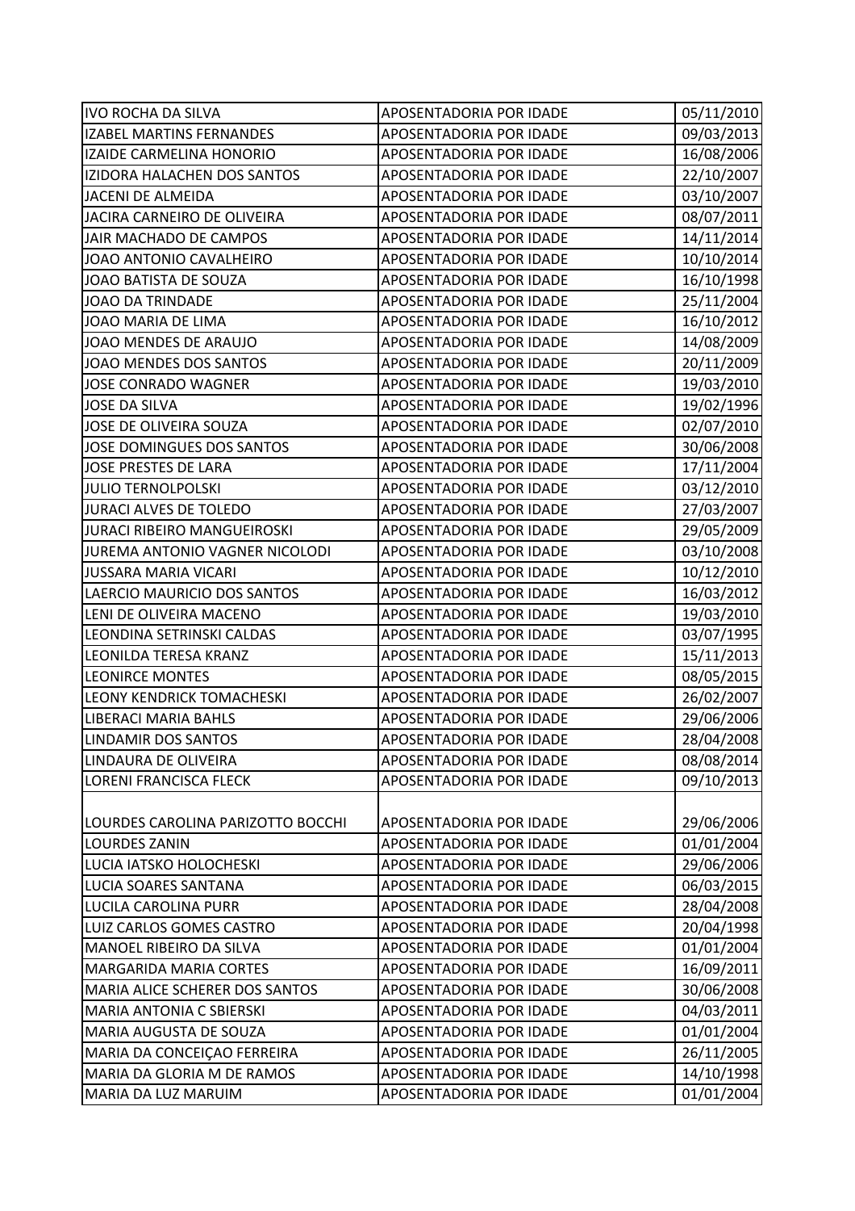| IVO ROCHA DA SILVA | APOSENTADORIA POR IDADE | 05/11/2010 |
|---|---|---|
| IZABEL MARTINS FERNANDES | APOSENTADORIA POR IDADE | 09/03/2013 |
| IZAIDE CARMELINA HONORIO | APOSENTADORIA POR IDADE | 16/08/2006 |
| IZIDORA HALACHEN DOS SANTOS | APOSENTADORIA POR IDADE | 22/10/2007 |
| JACENI DE ALMEIDA | APOSENTADORIA POR IDADE | 03/10/2007 |
| JACIRA CARNEIRO DE OLIVEIRA | APOSENTADORIA POR IDADE | 08/07/2011 |
| JAIR MACHADO DE CAMPOS | APOSENTADORIA POR IDADE | 14/11/2014 |
| JOAO ANTONIO CAVALHEIRO | APOSENTADORIA POR IDADE | 10/10/2014 |
| JOAO BATISTA DE SOUZA | APOSENTADORIA POR IDADE | 16/10/1998 |
| JOAO DA TRINDADE | APOSENTADORIA POR IDADE | 25/11/2004 |
| JOAO MARIA DE LIMA | APOSENTADORIA POR IDADE | 16/10/2012 |
| JOAO MENDES DE ARAUJO | APOSENTADORIA POR IDADE | 14/08/2009 |
| JOAO MENDES DOS SANTOS | APOSENTADORIA POR IDADE | 20/11/2009 |
| JOSE CONRADO WAGNER | APOSENTADORIA POR IDADE | 19/03/2010 |
| JOSE DA SILVA | APOSENTADORIA POR IDADE | 19/02/1996 |
| JOSE DE OLIVEIRA SOUZA | APOSENTADORIA POR IDADE | 02/07/2010 |
| JOSE DOMINGUES DOS SANTOS | APOSENTADORIA POR IDADE | 30/06/2008 |
| JOSE PRESTES DE LARA | APOSENTADORIA POR IDADE | 17/11/2004 |
| JULIO TERNOLPOLSKI | APOSENTADORIA POR IDADE | 03/12/2010 |
| JURACI ALVES DE TOLEDO | APOSENTADORIA POR IDADE | 27/03/2007 |
| JURACI RIBEIRO MANGUEIROSKI | APOSENTADORIA POR IDADE | 29/05/2009 |
| JUREMA ANTONIO VAGNER NICOLODI | APOSENTADORIA POR IDADE | 03/10/2008 |
| JUSSARA MARIA VICARI | APOSENTADORIA POR IDADE | 10/12/2010 |
| LAERCIO MAURICIO DOS SANTOS | APOSENTADORIA POR IDADE | 16/03/2012 |
| LENI DE OLIVEIRA MACENO | APOSENTADORIA POR IDADE | 19/03/2010 |
| LEONDINA SETRINSKI CALDAS | APOSENTADORIA POR IDADE | 03/07/1995 |
| LEONILDA TERESA KRANZ | APOSENTADORIA POR IDADE | 15/11/2013 |
| LEONIRCE MONTES | APOSENTADORIA POR IDADE | 08/05/2015 |
| LEONY KENDRICK TOMACHESKI | APOSENTADORIA POR IDADE | 26/02/2007 |
| LIBERACI MARIA BAHLS | APOSENTADORIA POR IDADE | 29/06/2006 |
| LINDAMIR DOS SANTOS | APOSENTADORIA POR IDADE | 28/04/2008 |
| LINDAURA DE OLIVEIRA | APOSENTADORIA POR IDADE | 08/08/2014 |
| LORENI FRANCISCA FLECK | APOSENTADORIA POR IDADE | 09/10/2013 |
| LOURDES CAROLINA PARIZOTTO BOCCHI | APOSENTADORIA POR IDADE | 29/06/2006 |
| LOURDES ZANIN | APOSENTADORIA POR IDADE | 01/01/2004 |
| LUCIA IATSKO HOLOCHESKI | APOSENTADORIA POR IDADE | 29/06/2006 |
| LUCIA SOARES SANTANA | APOSENTADORIA POR IDADE | 06/03/2015 |
| LUCILA CAROLINA PURR | APOSENTADORIA POR IDADE | 28/04/2008 |
| LUIZ CARLOS GOMES CASTRO | APOSENTADORIA POR IDADE | 20/04/1998 |
| MANOEL RIBEIRO DA SILVA | APOSENTADORIA POR IDADE | 01/01/2004 |
| MARGARIDA MARIA CORTES | APOSENTADORIA POR IDADE | 16/09/2011 |
| MARIA ALICE SCHERER DOS SANTOS | APOSENTADORIA POR IDADE | 30/06/2008 |
| MARIA ANTONIA C SBIERSKI | APOSENTADORIA POR IDADE | 04/03/2011 |
| MARIA AUGUSTA DE SOUZA | APOSENTADORIA POR IDADE | 01/01/2004 |
| MARIA DA CONCEIÇAO FERREIRA | APOSENTADORIA POR IDADE | 26/11/2005 |
| MARIA DA GLORIA M DE RAMOS | APOSENTADORIA POR IDADE | 14/10/1998 |
| MARIA DA LUZ MARUIM | APOSENTADORIA POR IDADE | 01/01/2004 |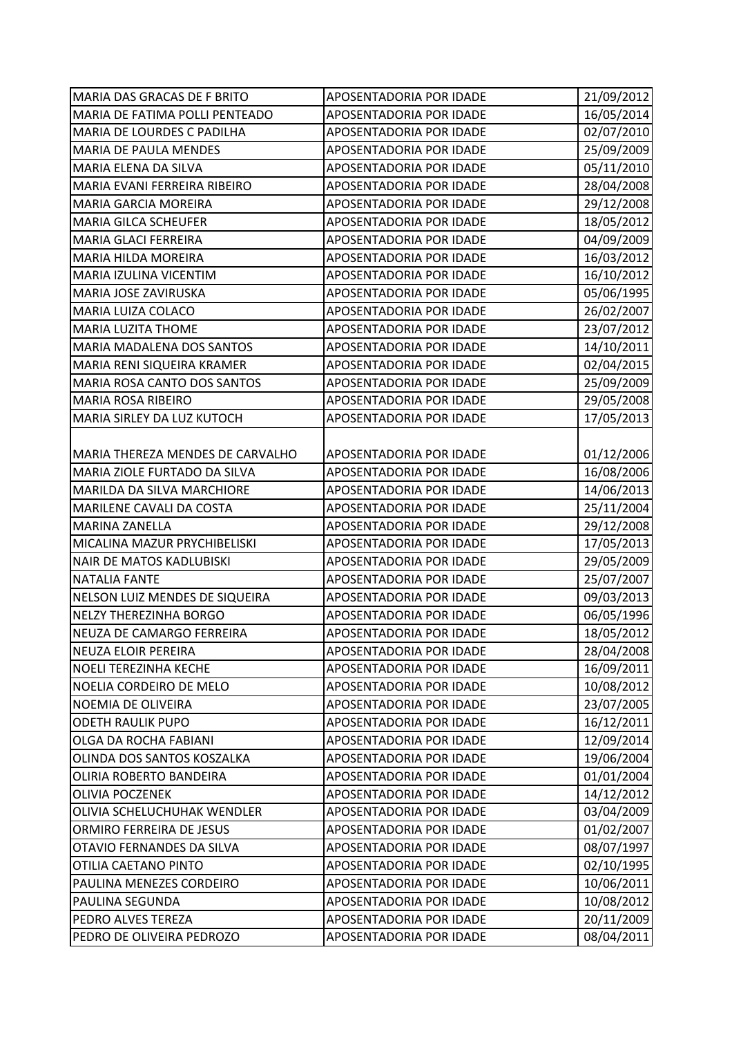| | | |
|---|---|---|
| MARIA DAS GRACAS DE F BRITO | APOSENTADORIA POR IDADE | 21/09/2012 |
| MARIA DE FATIMA POLLI PENTEADO | APOSENTADORIA POR IDADE | 16/05/2014 |
| MARIA DE LOURDES C PADILHA | APOSENTADORIA POR IDADE | 02/07/2010 |
| MARIA DE PAULA MENDES | APOSENTADORIA POR IDADE | 25/09/2009 |
| MARIA ELENA DA SILVA | APOSENTADORIA POR IDADE | 05/11/2010 |
| MARIA EVANI FERREIRA RIBEIRO | APOSENTADORIA POR IDADE | 28/04/2008 |
| MARIA GARCIA MOREIRA | APOSENTADORIA POR IDADE | 29/12/2008 |
| MARIA GILCA SCHEUFER | APOSENTADORIA POR IDADE | 18/05/2012 |
| MARIA GLACI FERREIRA | APOSENTADORIA POR IDADE | 04/09/2009 |
| MARIA HILDA MOREIRA | APOSENTADORIA POR IDADE | 16/03/2012 |
| MARIA IZULINA VICENTIM | APOSENTADORIA POR IDADE | 16/10/2012 |
| MARIA JOSE ZAVIRUSKA | APOSENTADORIA POR IDADE | 05/06/1995 |
| MARIA LUIZA COLACO | APOSENTADORIA POR IDADE | 26/02/2007 |
| MARIA LUZITA THOME | APOSENTADORIA POR IDADE | 23/07/2012 |
| MARIA MADALENA DOS SANTOS | APOSENTADORIA POR IDADE | 14/10/2011 |
| MARIA RENI SIQUEIRA KRAMER | APOSENTADORIA POR IDADE | 02/04/2015 |
| MARIA ROSA CANTO DOS SANTOS | APOSENTADORIA POR IDADE | 25/09/2009 |
| MARIA ROSA RIBEIRO | APOSENTADORIA POR IDADE | 29/05/2008 |
| MARIA SIRLEY DA LUZ KUTOCH | APOSENTADORIA POR IDADE | 17/05/2013 |
| MARIA THEREZA MENDES DE CARVALHO | APOSENTADORIA POR IDADE | 01/12/2006 |
| MARIA ZIOLE FURTADO DA SILVA | APOSENTADORIA POR IDADE | 16/08/2006 |
| MARILDA DA SILVA MARCHIORE | APOSENTADORIA POR IDADE | 14/06/2013 |
| MARILENE CAVALI DA COSTA | APOSENTADORIA POR IDADE | 25/11/2004 |
| MARINA ZANELLA | APOSENTADORIA POR IDADE | 29/12/2008 |
| MICALINA MAZUR PRYCHIBELISKI | APOSENTADORIA POR IDADE | 17/05/2013 |
| NAIR DE MATOS KADLUBISKI | APOSENTADORIA POR IDADE | 29/05/2009 |
| NATALIA FANTE | APOSENTADORIA POR IDADE | 25/07/2007 |
| NELSON LUIZ MENDES DE SIQUEIRA | APOSENTADORIA POR IDADE | 09/03/2013 |
| NELZY THEREZINHA BORGO | APOSENTADORIA POR IDADE | 06/05/1996 |
| NEUZA DE CAMARGO FERREIRA | APOSENTADORIA POR IDADE | 18/05/2012 |
| NEUZA ELOIR PEREIRA | APOSENTADORIA POR IDADE | 28/04/2008 |
| NOELI TEREZINHA KECHE | APOSENTADORIA POR IDADE | 16/09/2011 |
| NOELIA CORDEIRO DE MELO | APOSENTADORIA POR IDADE | 10/08/2012 |
| NOEMIA DE OLIVEIRA | APOSENTADORIA POR IDADE | 23/07/2005 |
| ODETH RAULIK PUPO | APOSENTADORIA POR IDADE | 16/12/2011 |
| OLGA DA ROCHA FABIANI | APOSENTADORIA POR IDADE | 12/09/2014 |
| OLINDA DOS SANTOS KOSZALKA | APOSENTADORIA POR IDADE | 19/06/2004 |
| OLIRIA ROBERTO BANDEIRA | APOSENTADORIA POR IDADE | 01/01/2004 |
| OLIVIA POCZENEK | APOSENTADORIA POR IDADE | 14/12/2012 |
| OLIVIA SCHELUCHUHAK WENDLER | APOSENTADORIA POR IDADE | 03/04/2009 |
| ORMIRO FERREIRA DE JESUS | APOSENTADORIA POR IDADE | 01/02/2007 |
| OTAVIO FERNANDES DA SILVA | APOSENTADORIA POR IDADE | 08/07/1997 |
| OTILIA CAETANO PINTO | APOSENTADORIA POR IDADE | 02/10/1995 |
| PAULINA MENEZES CORDEIRO | APOSENTADORIA POR IDADE | 10/06/2011 |
| PAULINA SEGUNDA | APOSENTADORIA POR IDADE | 10/08/2012 |
| PEDRO ALVES TEREZA | APOSENTADORIA POR IDADE | 20/11/2009 |
| PEDRO DE OLIVEIRA PEDROZO | APOSENTADORIA POR IDADE | 08/04/2011 |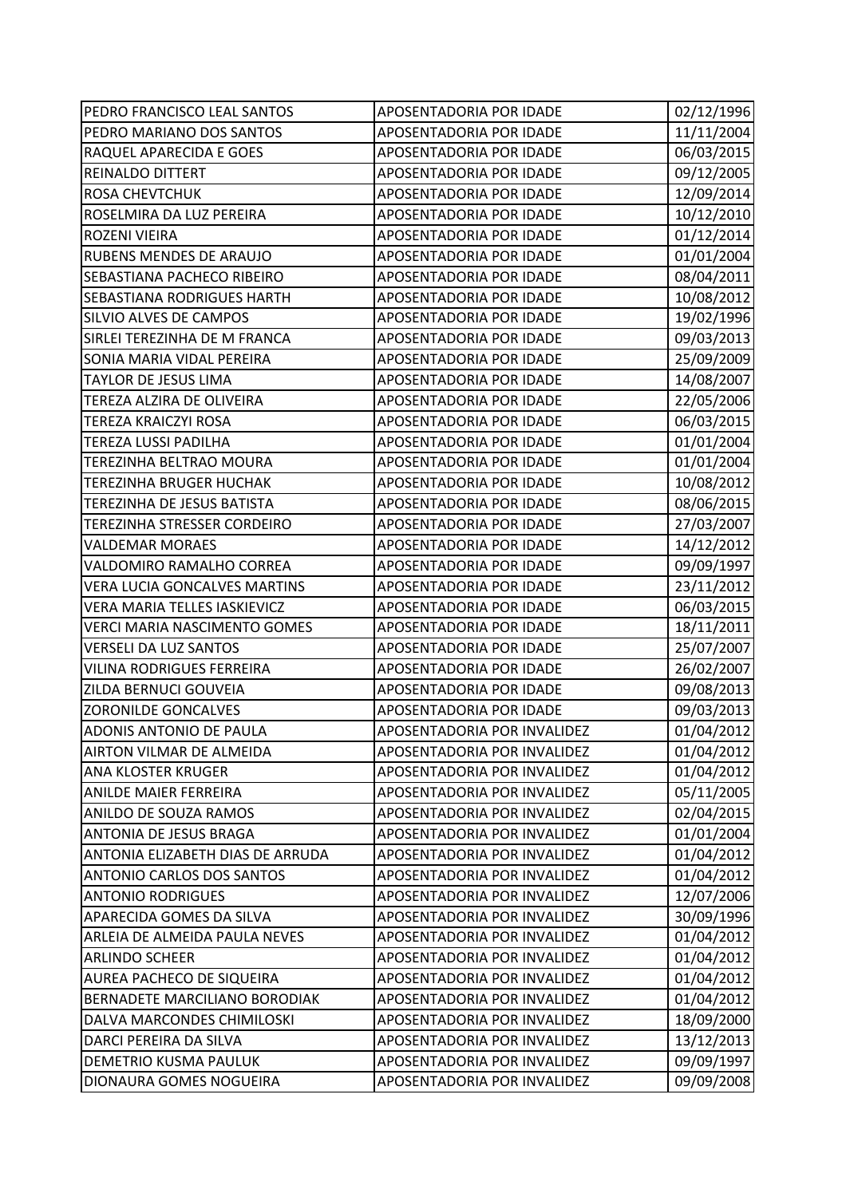| PEDRO FRANCISCO LEAL SANTOS | APOSENTADORIA POR IDADE | 02/12/1996 |
|---|---|---|
| PEDRO MARIANO DOS SANTOS | APOSENTADORIA POR IDADE | 11/11/2004 |
| RAQUEL APARECIDA E GOES | APOSENTADORIA POR IDADE | 06/03/2015 |
| REINALDO DITTERT | APOSENTADORIA POR IDADE | 09/12/2005 |
| ROSA CHEVTCHUK | APOSENTADORIA POR IDADE | 12/09/2014 |
| ROSELMIRA DA LUZ PEREIRA | APOSENTADORIA POR IDADE | 10/12/2010 |
| ROZENI VIEIRA | APOSENTADORIA POR IDADE | 01/12/2014 |
| RUBENS MENDES DE ARAUJO | APOSENTADORIA POR IDADE | 01/01/2004 |
| SEBASTIANA PACHECO RIBEIRO | APOSENTADORIA POR IDADE | 08/04/2011 |
| SEBASTIANA RODRIGUES HARTH | APOSENTADORIA POR IDADE | 10/08/2012 |
| SILVIO ALVES DE CAMPOS | APOSENTADORIA POR IDADE | 19/02/1996 |
| SIRLEI TEREZINHA DE M FRANCA | APOSENTADORIA POR IDADE | 09/03/2013 |
| SONIA MARIA VIDAL PEREIRA | APOSENTADORIA POR IDADE | 25/09/2009 |
| TAYLOR DE JESUS LIMA | APOSENTADORIA POR IDADE | 14/08/2007 |
| TEREZA ALZIRA DE OLIVEIRA | APOSENTADORIA POR IDADE | 22/05/2006 |
| TEREZA KRAICZYI ROSA | APOSENTADORIA POR IDADE | 06/03/2015 |
| TEREZA LUSSI PADILHA | APOSENTADORIA POR IDADE | 01/01/2004 |
| TEREZINHA BELTRAO MOURA | APOSENTADORIA POR IDADE | 01/01/2004 |
| TEREZINHA BRUGER HUCHAK | APOSENTADORIA POR IDADE | 10/08/2012 |
| TEREZINHA DE JESUS BATISTA | APOSENTADORIA POR IDADE | 08/06/2015 |
| TEREZINHA STRESSER CORDEIRO | APOSENTADORIA POR IDADE | 27/03/2007 |
| VALDEMAR MORAES | APOSENTADORIA POR IDADE | 14/12/2012 |
| VALDOMIRO RAMALHO CORREA | APOSENTADORIA POR IDADE | 09/09/1997 |
| VERA LUCIA GONCALVES MARTINS | APOSENTADORIA POR IDADE | 23/11/2012 |
| VERA MARIA TELLES IASKIEVICZ | APOSENTADORIA POR IDADE | 06/03/2015 |
| VERCI MARIA NASCIMENTO GOMES | APOSENTADORIA POR IDADE | 18/11/2011 |
| VERSELI DA LUZ SANTOS | APOSENTADORIA POR IDADE | 25/07/2007 |
| VILINA RODRIGUES FERREIRA | APOSENTADORIA POR IDADE | 26/02/2007 |
| ZILDA BERNUCI GOUVEIA | APOSENTADORIA POR IDADE | 09/08/2013 |
| ZORONILDE GONCALVES | APOSENTADORIA POR IDADE | 09/03/2013 |
| ADONIS ANTONIO DE PAULA | APOSENTADORIA POR INVALIDEZ | 01/04/2012 |
| AIRTON VILMAR DE ALMEIDA | APOSENTADORIA POR INVALIDEZ | 01/04/2012 |
| ANA KLOSTER KRUGER | APOSENTADORIA POR INVALIDEZ | 01/04/2012 |
| ANILDE MAIER FERREIRA | APOSENTADORIA POR INVALIDEZ | 05/11/2005 |
| ANILDO DE SOUZA RAMOS | APOSENTADORIA POR INVALIDEZ | 02/04/2015 |
| ANTONIA DE JESUS BRAGA | APOSENTADORIA POR INVALIDEZ | 01/01/2004 |
| ANTONIA ELIZABETH DIAS DE ARRUDA | APOSENTADORIA POR INVALIDEZ | 01/04/2012 |
| ANTONIO CARLOS DOS SANTOS | APOSENTADORIA POR INVALIDEZ | 01/04/2012 |
| ANTONIO RODRIGUES | APOSENTADORIA POR INVALIDEZ | 12/07/2006 |
| APARECIDA GOMES DA SILVA | APOSENTADORIA POR INVALIDEZ | 30/09/1996 |
| ARLEIA DE ALMEIDA PAULA NEVES | APOSENTADORIA POR INVALIDEZ | 01/04/2012 |
| ARLINDO SCHEER | APOSENTADORIA POR INVALIDEZ | 01/04/2012 |
| AUREA PACHECO DE SIQUEIRA | APOSENTADORIA POR INVALIDEZ | 01/04/2012 |
| BERNADETE MARCILIANO BORODIAK | APOSENTADORIA POR INVALIDEZ | 01/04/2012 |
| DALVA MARCONDES CHIMILOSKI | APOSENTADORIA POR INVALIDEZ | 18/09/2000 |
| DARCI PEREIRA DA SILVA | APOSENTADORIA POR INVALIDEZ | 13/12/2013 |
| DEMETRIO KUSMA PAULUK | APOSENTADORIA POR INVALIDEZ | 09/09/1997 |
| DIONAURA GOMES NOGUEIRA | APOSENTADORIA POR INVALIDEZ | 09/09/2008 |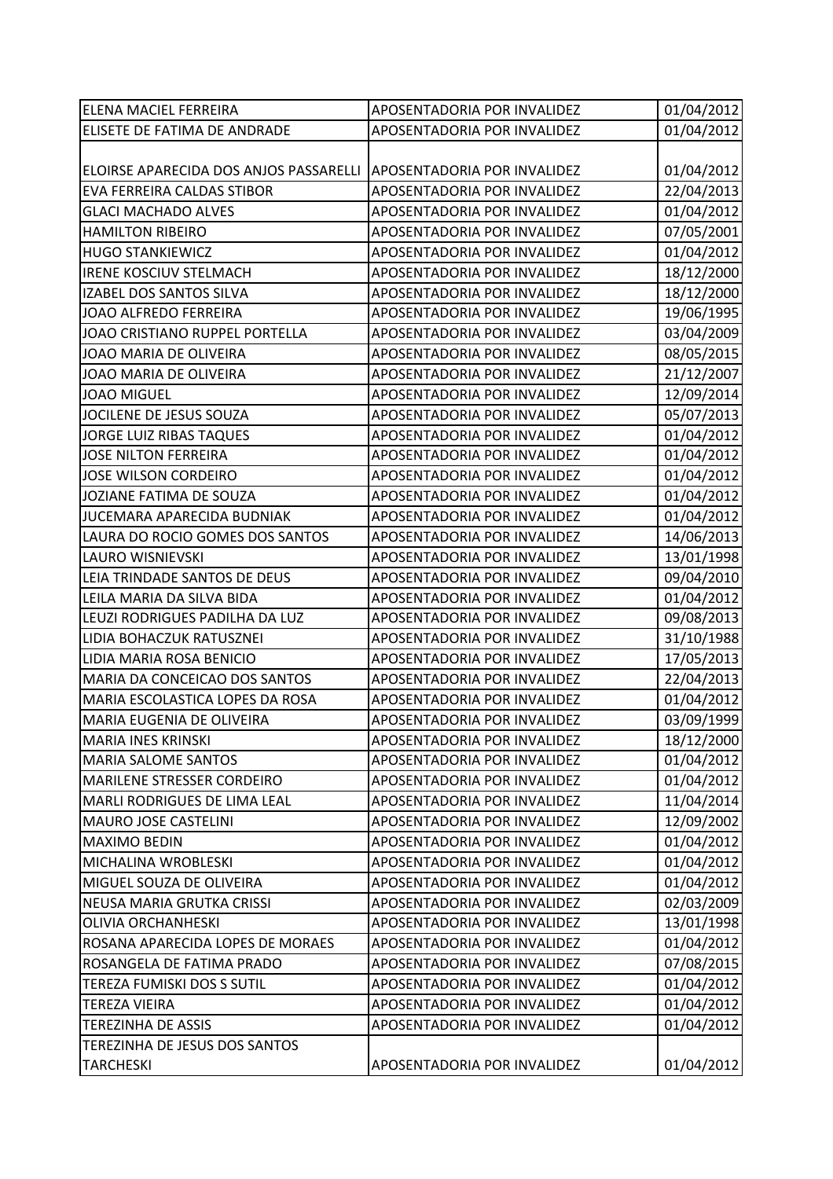| | | |
|---|---|---|
| ELENA MACIEL FERREIRA | APOSENTADORIA POR INVALIDEZ | 01/04/2012 |
| ELISETE DE FATIMA DE ANDRADE | APOSENTADORIA POR INVALIDEZ | 01/04/2012 |
| ELOIRSE APARECIDA DOS ANJOS PASSARELLI | APOSENTADORIA POR INVALIDEZ | 01/04/2012 |
| EVA FERREIRA CALDAS STIBOR | APOSENTADORIA POR INVALIDEZ | 22/04/2013 |
| GLACI MACHADO ALVES | APOSENTADORIA POR INVALIDEZ | 01/04/2012 |
| HAMILTON RIBEIRO | APOSENTADORIA POR INVALIDEZ | 07/05/2001 |
| HUGO STANKIEWICZ | APOSENTADORIA POR INVALIDEZ | 01/04/2012 |
| IRENE KOSCIUV STELMACH | APOSENTADORIA POR INVALIDEZ | 18/12/2000 |
| IZABEL DOS SANTOS SILVA | APOSENTADORIA POR INVALIDEZ | 18/12/2000 |
| JOAO ALFREDO FERREIRA | APOSENTADORIA POR INVALIDEZ | 19/06/1995 |
| JOAO CRISTIANO RUPPEL PORTELLA | APOSENTADORIA POR INVALIDEZ | 03/04/2009 |
| JOAO MARIA DE OLIVEIRA | APOSENTADORIA POR INVALIDEZ | 08/05/2015 |
| JOAO MARIA DE OLIVEIRA | APOSENTADORIA POR INVALIDEZ | 21/12/2007 |
| JOAO MIGUEL | APOSENTADORIA POR INVALIDEZ | 12/09/2014 |
| JOCILENE DE JESUS SOUZA | APOSENTADORIA POR INVALIDEZ | 05/07/2013 |
| JORGE LUIZ RIBAS TAQUES | APOSENTADORIA POR INVALIDEZ | 01/04/2012 |
| JOSE NILTON FERREIRA | APOSENTADORIA POR INVALIDEZ | 01/04/2012 |
| JOSE WILSON CORDEIRO | APOSENTADORIA POR INVALIDEZ | 01/04/2012 |
| JOZIANE FATIMA DE SOUZA | APOSENTADORIA POR INVALIDEZ | 01/04/2012 |
| JUCEMARA APARECIDA BUDNIAK | APOSENTADORIA POR INVALIDEZ | 01/04/2012 |
| LAURA DO ROCIO GOMES DOS SANTOS | APOSENTADORIA POR INVALIDEZ | 14/06/2013 |
| LAURO WISNIEVSKI | APOSENTADORIA POR INVALIDEZ | 13/01/1998 |
| LEIA TRINDADE SANTOS DE DEUS | APOSENTADORIA POR INVALIDEZ | 09/04/2010 |
| LEILA MARIA DA SILVA BIDA | APOSENTADORIA POR INVALIDEZ | 01/04/2012 |
| LEUZI RODRIGUES PADILHA DA LUZ | APOSENTADORIA POR INVALIDEZ | 09/08/2013 |
| LIDIA BOHACZUK RATUSZNEI | APOSENTADORIA POR INVALIDEZ | 31/10/1988 |
| LIDIA MARIA ROSA BENICIO | APOSENTADORIA POR INVALIDEZ | 17/05/2013 |
| MARIA DA CONCEICAO DOS SANTOS | APOSENTADORIA POR INVALIDEZ | 22/04/2013 |
| MARIA ESCOLASTICA LOPES DA ROSA | APOSENTADORIA POR INVALIDEZ | 01/04/2012 |
| MARIA EUGENIA DE OLIVEIRA | APOSENTADORIA POR INVALIDEZ | 03/09/1999 |
| MARIA INES KRINSKI | APOSENTADORIA POR INVALIDEZ | 18/12/2000 |
| MARIA SALOME SANTOS | APOSENTADORIA POR INVALIDEZ | 01/04/2012 |
| MARILENE STRESSER CORDEIRO | APOSENTADORIA POR INVALIDEZ | 01/04/2012 |
| MARLI RODRIGUES DE LIMA LEAL | APOSENTADORIA POR INVALIDEZ | 11/04/2014 |
| MAURO JOSE CASTELINI | APOSENTADORIA POR INVALIDEZ | 12/09/2002 |
| MAXIMO BEDIN | APOSENTADORIA POR INVALIDEZ | 01/04/2012 |
| MICHALINA WROBLESKI | APOSENTADORIA POR INVALIDEZ | 01/04/2012 |
| MIGUEL SOUZA DE OLIVEIRA | APOSENTADORIA POR INVALIDEZ | 01/04/2012 |
| NEUSA MARIA GRUTKA CRISSI | APOSENTADORIA POR INVALIDEZ | 02/03/2009 |
| OLIVIA ORCHANHESKI | APOSENTADORIA POR INVALIDEZ | 13/01/1998 |
| ROSANA APARECIDA LOPES DE MORAES | APOSENTADORIA POR INVALIDEZ | 01/04/2012 |
| ROSANGELA DE FATIMA PRADO | APOSENTADORIA POR INVALIDEZ | 07/08/2015 |
| TEREZA FUMISKI DOS S SUTIL | APOSENTADORIA POR INVALIDEZ | 01/04/2012 |
| TEREZA VIEIRA | APOSENTADORIA POR INVALIDEZ | 01/04/2012 |
| TEREZINHA DE ASSIS | APOSENTADORIA POR INVALIDEZ | 01/04/2012 |
| TEREZINHA DE JESUS DOS SANTOS TARCHESKI | APOSENTADORIA POR INVALIDEZ | 01/04/2012 |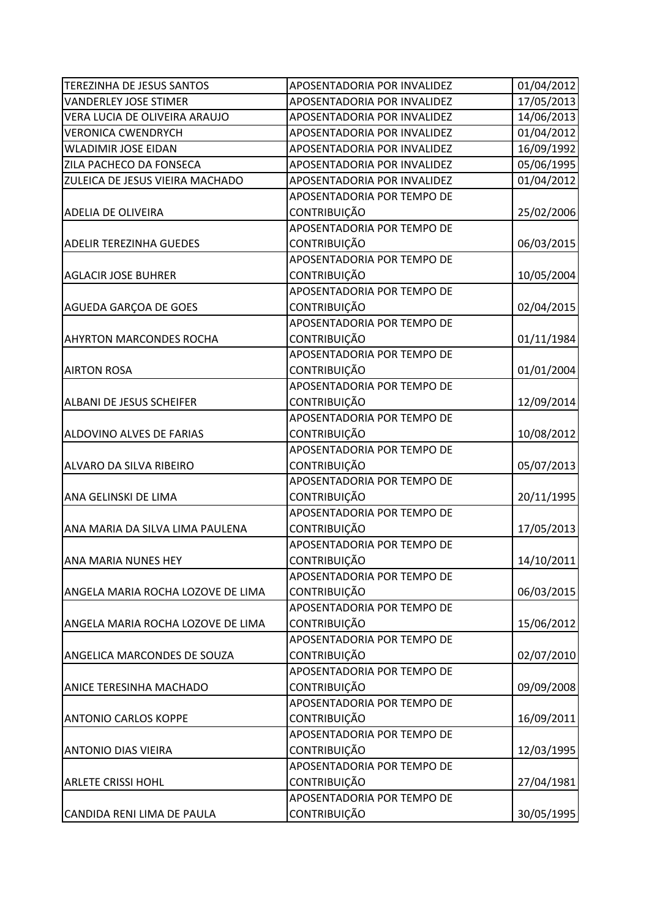| | | |
|---|---|---|
| TEREZINHA DE JESUS SANTOS | APOSENTADORIA POR INVALIDEZ | 01/04/2012 |
| VANDERLEY JOSE STIMER | APOSENTADORIA POR INVALIDEZ | 17/05/2013 |
| VERA LUCIA DE OLIVEIRA ARAUJO | APOSENTADORIA POR INVALIDEZ | 14/06/2013 |
| VERONICA CWENDRYCH | APOSENTADORIA POR INVALIDEZ | 01/04/2012 |
| WLADIMIR JOSE EIDAN | APOSENTADORIA POR INVALIDEZ | 16/09/1992 |
| ZILA PACHECO DA FONSECA | APOSENTADORIA POR INVALIDEZ | 05/06/1995 |
| ZULEICA DE JESUS VIEIRA MACHADO | APOSENTADORIA POR INVALIDEZ | 01/04/2012 |
| ADELIA DE OLIVEIRA | APOSENTADORIA POR TEMPO DE CONTRIBUIÇÃO | 25/02/2006 |
| ADELIR TEREZINHA GUEDES | APOSENTADORIA POR TEMPO DE CONTRIBUIÇÃO | 06/03/2015 |
| AGLACIR JOSE BUHRER | APOSENTADORIA POR TEMPO DE CONTRIBUIÇÃO | 10/05/2004 |
| AGUEDA GARÇOA DE GOES | APOSENTADORIA POR TEMPO DE CONTRIBUIÇÃO | 02/04/2015 |
| AHYRTON MARCONDES ROCHA | APOSENTADORIA POR TEMPO DE CONTRIBUIÇÃO | 01/11/1984 |
| AIRTON ROSA | APOSENTADORIA POR TEMPO DE CONTRIBUIÇÃO | 01/01/2004 |
| ALBANI DE JESUS SCHEIFER | APOSENTADORIA POR TEMPO DE CONTRIBUIÇÃO | 12/09/2014 |
| ALDOVINO ALVES DE FARIAS | APOSENTADORIA POR TEMPO DE CONTRIBUIÇÃO | 10/08/2012 |
| ALVARO DA SILVA RIBEIRO | APOSENTADORIA POR TEMPO DE CONTRIBUIÇÃO | 05/07/2013 |
| ANA GELINSKI DE LIMA | APOSENTADORIA POR TEMPO DE CONTRIBUIÇÃO | 20/11/1995 |
| ANA MARIA DA SILVA LIMA PAULENA | APOSENTADORIA POR TEMPO DE CONTRIBUIÇÃO | 17/05/2013 |
| ANA MARIA NUNES HEY | APOSENTADORIA POR TEMPO DE CONTRIBUIÇÃO | 14/10/2011 |
| ANGELA MARIA ROCHA LOZOVE DE LIMA | APOSENTADORIA POR TEMPO DE CONTRIBUIÇÃO | 06/03/2015 |
| ANGELA MARIA ROCHA LOZOVE DE LIMA | APOSENTADORIA POR TEMPO DE CONTRIBUIÇÃO | 15/06/2012 |
| ANGELICA MARCONDES DE SOUZA | APOSENTADORIA POR TEMPO DE CONTRIBUIÇÃO | 02/07/2010 |
| ANICE TERESINHA MACHADO | APOSENTADORIA POR TEMPO DE CONTRIBUIÇÃO | 09/09/2008 |
| ANTONIO CARLOS KOPPE | APOSENTADORIA POR TEMPO DE CONTRIBUIÇÃO | 16/09/2011 |
| ANTONIO DIAS VIEIRA | APOSENTADORIA POR TEMPO DE CONTRIBUIÇÃO | 12/03/1995 |
| ARLETE CRISSI HOHL | APOSENTADORIA POR TEMPO DE CONTRIBUIÇÃO | 27/04/1981 |
| CANDIDA RENI LIMA DE PAULA | APOSENTADORIA POR TEMPO DE CONTRIBUIÇÃO | 30/05/1995 |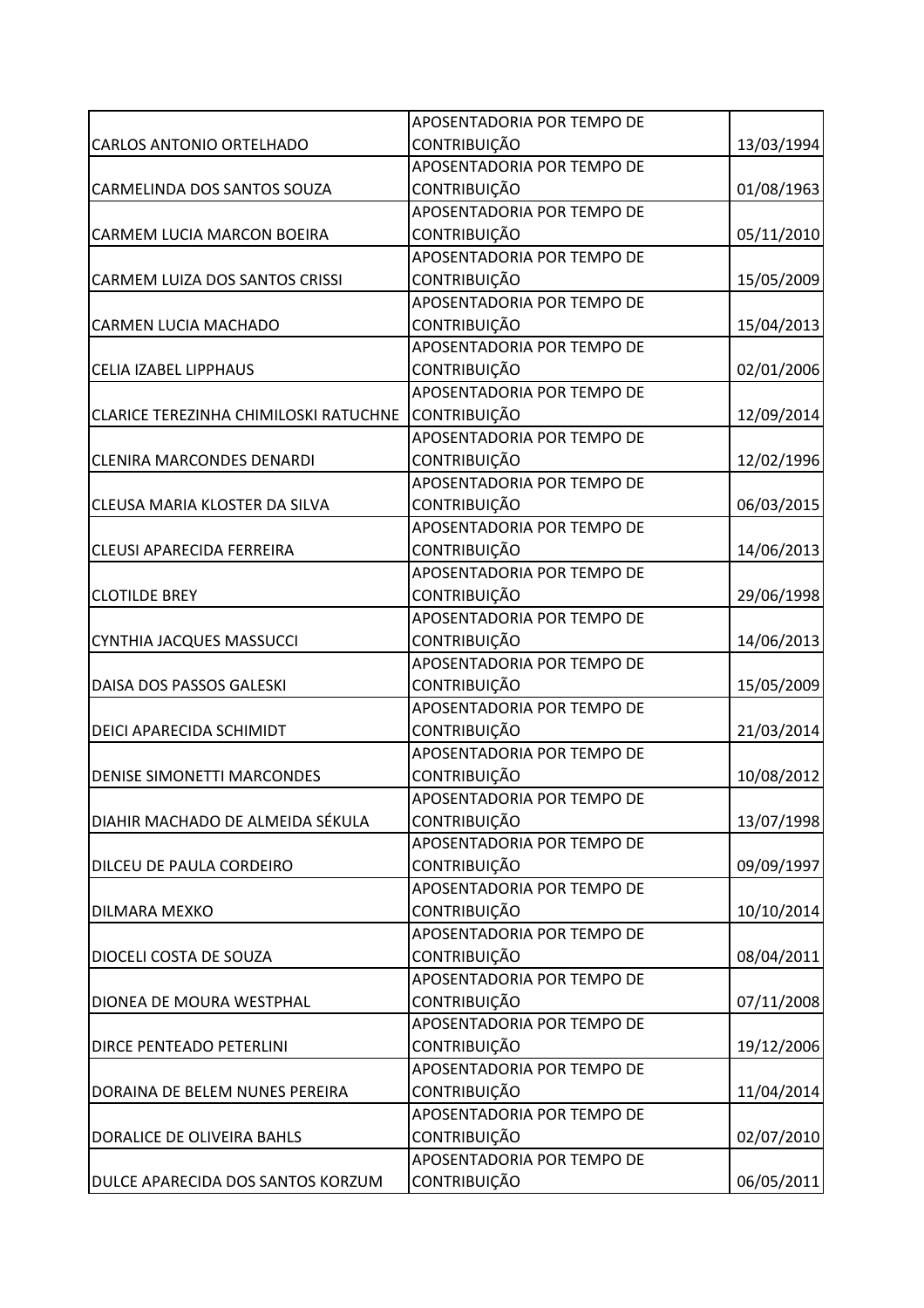| | | |
|---|---|---|
| CARLOS ANTONIO ORTELHADO | APOSENTADORIA POR TEMPO DE CONTRIBUIÇÃO | 13/03/1994 |
| CARMELINDA DOS SANTOS SOUZA | APOSENTADORIA POR TEMPO DE CONTRIBUIÇÃO | 01/08/1963 |
| CARMEM LUCIA MARCON BOEIRA | APOSENTADORIA POR TEMPO DE CONTRIBUIÇÃO | 05/11/2010 |
| CARMEM LUIZA DOS SANTOS CRISSI | APOSENTADORIA POR TEMPO DE CONTRIBUIÇÃO | 15/05/2009 |
| CARMEN LUCIA MACHADO | APOSENTADORIA POR TEMPO DE CONTRIBUIÇÃO | 15/04/2013 |
| CELIA IZABEL LIPPHAUS | APOSENTADORIA POR TEMPO DE CONTRIBUIÇÃO | 02/01/2006 |
| CLARICE TEREZINHA CHIMILOSKI RATUCHNE | APOSENTADORIA POR TEMPO DE CONTRIBUIÇÃO | 12/09/2014 |
| CLENIRA MARCONDES DENARDI | APOSENTADORIA POR TEMPO DE CONTRIBUIÇÃO | 12/02/1996 |
| CLEUSA MARIA KLOSTER DA SILVA | APOSENTADORIA POR TEMPO DE CONTRIBUIÇÃO | 06/03/2015 |
| CLEUSI APARECIDA FERREIRA | APOSENTADORIA POR TEMPO DE CONTRIBUIÇÃO | 14/06/2013 |
| CLOTILDE BREY | APOSENTADORIA POR TEMPO DE CONTRIBUIÇÃO | 29/06/1998 |
| CYNTHIA JACQUES MASSUCCI | APOSENTADORIA POR TEMPO DE CONTRIBUIÇÃO | 14/06/2013 |
| DAISA DOS PASSOS GALESKI | APOSENTADORIA POR TEMPO DE CONTRIBUIÇÃO | 15/05/2009 |
| DEICI APARECIDA SCHIMIDT | APOSENTADORIA POR TEMPO DE CONTRIBUIÇÃO | 21/03/2014 |
| DENISE SIMONETTI MARCONDES | APOSENTADORIA POR TEMPO DE CONTRIBUIÇÃO | 10/08/2012 |
| DIAHIR MACHADO DE ALMEIDA SÉKULA | APOSENTADORIA POR TEMPO DE CONTRIBUIÇÃO | 13/07/1998 |
| DILCEU DE PAULA CORDEIRO | APOSENTADORIA POR TEMPO DE CONTRIBUIÇÃO | 09/09/1997 |
| DILMARA MEXKO | APOSENTADORIA POR TEMPO DE CONTRIBUIÇÃO | 10/10/2014 |
| DIOCELI COSTA DE SOUZA | APOSENTADORIA POR TEMPO DE CONTRIBUIÇÃO | 08/04/2011 |
| DIONEA DE MOURA WESTPHAL | APOSENTADORIA POR TEMPO DE CONTRIBUIÇÃO | 07/11/2008 |
| DIRCE PENTEADO PETERLINI | APOSENTADORIA POR TEMPO DE CONTRIBUIÇÃO | 19/12/2006 |
| DORAINA DE BELEM NUNES PEREIRA | APOSENTADORIA POR TEMPO DE CONTRIBUIÇÃO | 11/04/2014 |
| DORALICE DE OLIVEIRA BAHLS | APOSENTADORIA POR TEMPO DE CONTRIBUIÇÃO | 02/07/2010 |
| DULCE APARECIDA DOS SANTOS KORZUM | APOSENTADORIA POR TEMPO DE CONTRIBUIÇÃO | 06/05/2011 |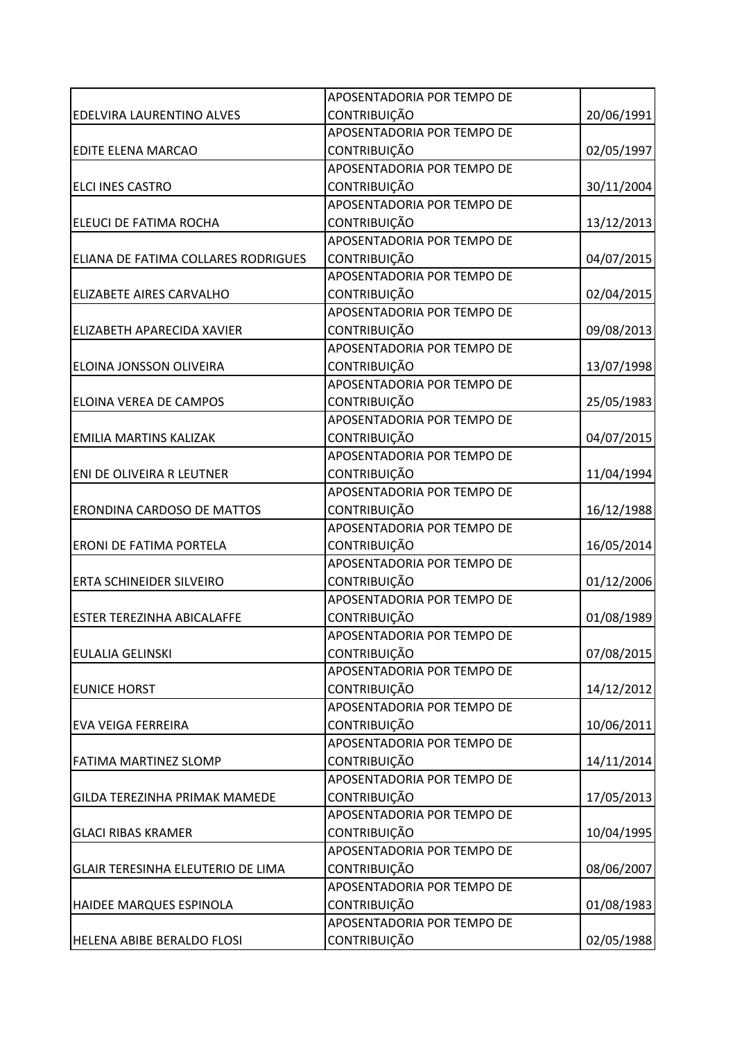| | | |
|---|---|---|
| EDELVIRA LAURENTINO ALVES | APOSENTADORIA POR TEMPO DE CONTRIBUIÇÃO | 20/06/1991 |
| EDITE ELENA MARCAO | APOSENTADORIA POR TEMPO DE CONTRIBUIÇÃO | 02/05/1997 |
| ELCI INES CASTRO | APOSENTADORIA POR TEMPO DE CONTRIBUIÇÃO | 30/11/2004 |
| ELEUCI DE FATIMA ROCHA | APOSENTADORIA POR TEMPO DE CONTRIBUIÇÃO | 13/12/2013 |
| ELIANA DE FATIMA COLLARES RODRIGUES | APOSENTADORIA POR TEMPO DE CONTRIBUIÇÃO | 04/07/2015 |
| ELIZABETE AIRES CARVALHO | APOSENTADORIA POR TEMPO DE CONTRIBUIÇÃO | 02/04/2015 |
| ELIZABETH APARECIDA XAVIER | APOSENTADORIA POR TEMPO DE CONTRIBUIÇÃO | 09/08/2013 |
| ELOINA JONSSON OLIVEIRA | APOSENTADORIA POR TEMPO DE CONTRIBUIÇÃO | 13/07/1998 |
| ELOINA VEREA DE CAMPOS | APOSENTADORIA POR TEMPO DE CONTRIBUIÇÃO | 25/05/1983 |
| EMILIA MARTINS KALIZAK | APOSENTADORIA POR TEMPO DE CONTRIBUIÇÃO | 04/07/2015 |
| ENI DE OLIVEIRA R LEUTNER | APOSENTADORIA POR TEMPO DE CONTRIBUIÇÃO | 11/04/1994 |
| ERONDINA CARDOSO DE MATTOS | APOSENTADORIA POR TEMPO DE CONTRIBUIÇÃO | 16/12/1988 |
| ERONI DE FATIMA PORTELA | APOSENTADORIA POR TEMPO DE CONTRIBUIÇÃO | 16/05/2014 |
| ERTA SCHINEIDER SILVEIRO | APOSENTADORIA POR TEMPO DE CONTRIBUIÇÃO | 01/12/2006 |
| ESTER TEREZINHA ABICALAFFE | APOSENTADORIA POR TEMPO DE CONTRIBUIÇÃO | 01/08/1989 |
| EULALIA GELINSKI | APOSENTADORIA POR TEMPO DE CONTRIBUIÇÃO | 07/08/2015 |
| EUNICE HORST | APOSENTADORIA POR TEMPO DE CONTRIBUIÇÃO | 14/12/2012 |
| EVA VEIGA FERREIRA | APOSENTADORIA POR TEMPO DE CONTRIBUIÇÃO | 10/06/2011 |
| FATIMA MARTINEZ SLOMP | APOSENTADORIA POR TEMPO DE CONTRIBUIÇÃO | 14/11/2014 |
| GILDA TEREZINHA PRIMAK MAMEDE | APOSENTADORIA POR TEMPO DE CONTRIBUIÇÃO | 17/05/2013 |
| GLACI RIBAS KRAMER | APOSENTADORIA POR TEMPO DE CONTRIBUIÇÃO | 10/04/1995 |
| GLAIR TERESINHA ELEUTERIO DE LIMA | APOSENTADORIA POR TEMPO DE CONTRIBUIÇÃO | 08/06/2007 |
| HAIDEE MARQUES ESPINOLA | APOSENTADORIA POR TEMPO DE CONTRIBUIÇÃO | 01/08/1983 |
| HELENA ABIBE BERALDO FLOSI | APOSENTADORIA POR TEMPO DE CONTRIBUIÇÃO | 02/05/1988 |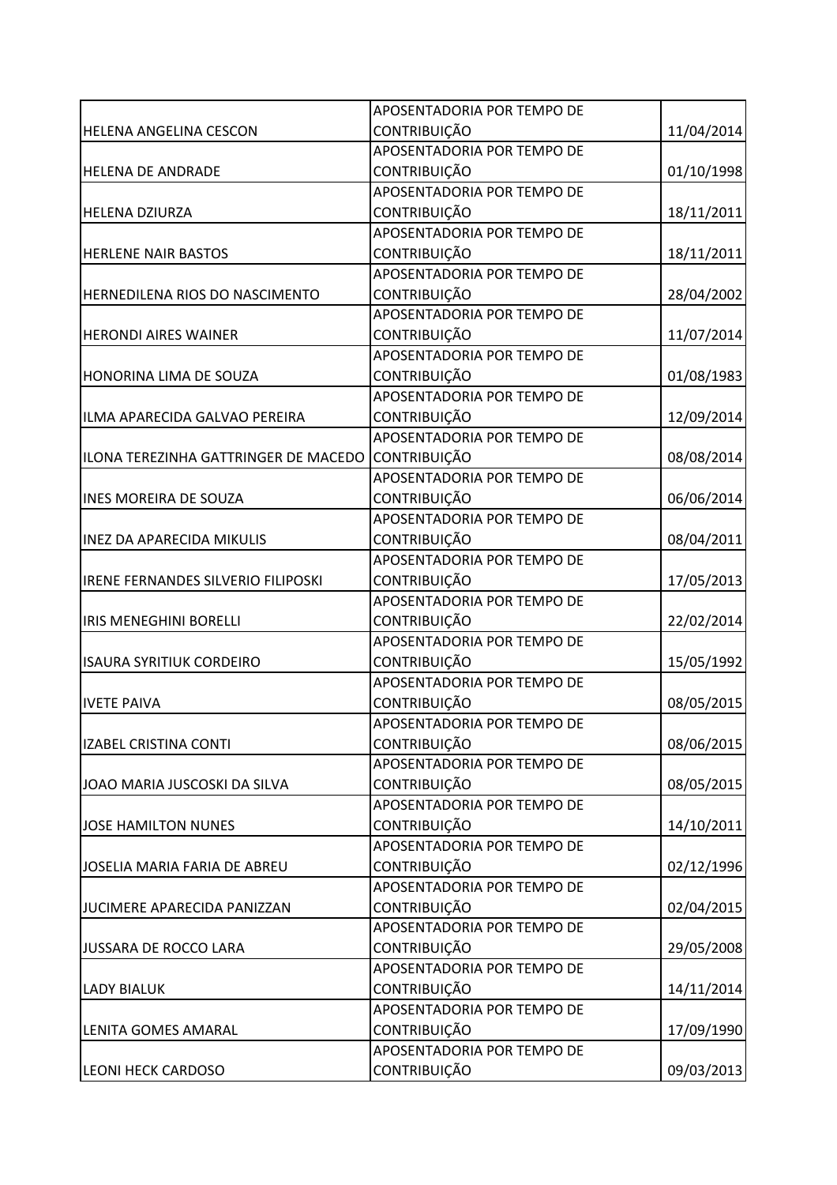| | | |
|---|---|---|
| HELENA ANGELINA CESCON | APOSENTADORIA POR TEMPO DE CONTRIBUIÇÃO | 11/04/2014 |
| HELENA DE ANDRADE | APOSENTADORIA POR TEMPO DE CONTRIBUIÇÃO | 01/10/1998 |
| HELENA DZIURZA | APOSENTADORIA POR TEMPO DE CONTRIBUIÇÃO | 18/11/2011 |
| HERLENE NAIR BASTOS | APOSENTADORIA POR TEMPO DE CONTRIBUIÇÃO | 18/11/2011 |
| HERNEDILENA RIOS DO NASCIMENTO | APOSENTADORIA POR TEMPO DE CONTRIBUIÇÃO | 28/04/2002 |
| HERONDI AIRES WAINER | APOSENTADORIA POR TEMPO DE CONTRIBUIÇÃO | 11/07/2014 |
| HONORINA LIMA DE SOUZA | APOSENTADORIA POR TEMPO DE CONTRIBUIÇÃO | 01/08/1983 |
| ILMA APARECIDA GALVAO PEREIRA | APOSENTADORIA POR TEMPO DE CONTRIBUIÇÃO | 12/09/2014 |
| ILONA TEREZINHA GATTRINGER DE MACEDO | APOSENTADORIA POR TEMPO DE CONTRIBUIÇÃO | 08/08/2014 |
| INES MOREIRA DE SOUZA | APOSENTADORIA POR TEMPO DE CONTRIBUIÇÃO | 06/06/2014 |
| INEZ DA APARECIDA MIKULIS | APOSENTADORIA POR TEMPO DE CONTRIBUIÇÃO | 08/04/2011 |
| IRENE FERNANDES SILVERIO FILIPOSKI | APOSENTADORIA POR TEMPO DE CONTRIBUIÇÃO | 17/05/2013 |
| IRIS MENEGHINI BORELLI | APOSENTADORIA POR TEMPO DE CONTRIBUIÇÃO | 22/02/2014 |
| ISAURA SYRITIUK CORDEIRO | APOSENTADORIA POR TEMPO DE CONTRIBUIÇÃO | 15/05/1992 |
| IVETE PAIVA | APOSENTADORIA POR TEMPO DE CONTRIBUIÇÃO | 08/05/2015 |
| IZABEL CRISTINA CONTI | APOSENTADORIA POR TEMPO DE CONTRIBUIÇÃO | 08/06/2015 |
| JOAO MARIA JUSCOSKI DA SILVA | APOSENTADORIA POR TEMPO DE CONTRIBUIÇÃO | 08/05/2015 |
| JOSE HAMILTON NUNES | APOSENTADORIA POR TEMPO DE CONTRIBUIÇÃO | 14/10/2011 |
| JOSELIA MARIA FARIA DE ABREU | APOSENTADORIA POR TEMPO DE CONTRIBUIÇÃO | 02/12/1996 |
| JUCIMERE APARECIDA PANIZZAN | APOSENTADORIA POR TEMPO DE CONTRIBUIÇÃO | 02/04/2015 |
| JUSSARA DE ROCCO LARA | APOSENTADORIA POR TEMPO DE CONTRIBUIÇÃO | 29/05/2008 |
| LADY BIALUK | APOSENTADORIA POR TEMPO DE CONTRIBUIÇÃO | 14/11/2014 |
| LENITA GOMES AMARAL | APOSENTADORIA POR TEMPO DE CONTRIBUIÇÃO | 17/09/1990 |
| LEONI HECK CARDOSO | APOSENTADORIA POR TEMPO DE CONTRIBUIÇÃO | 09/03/2013 |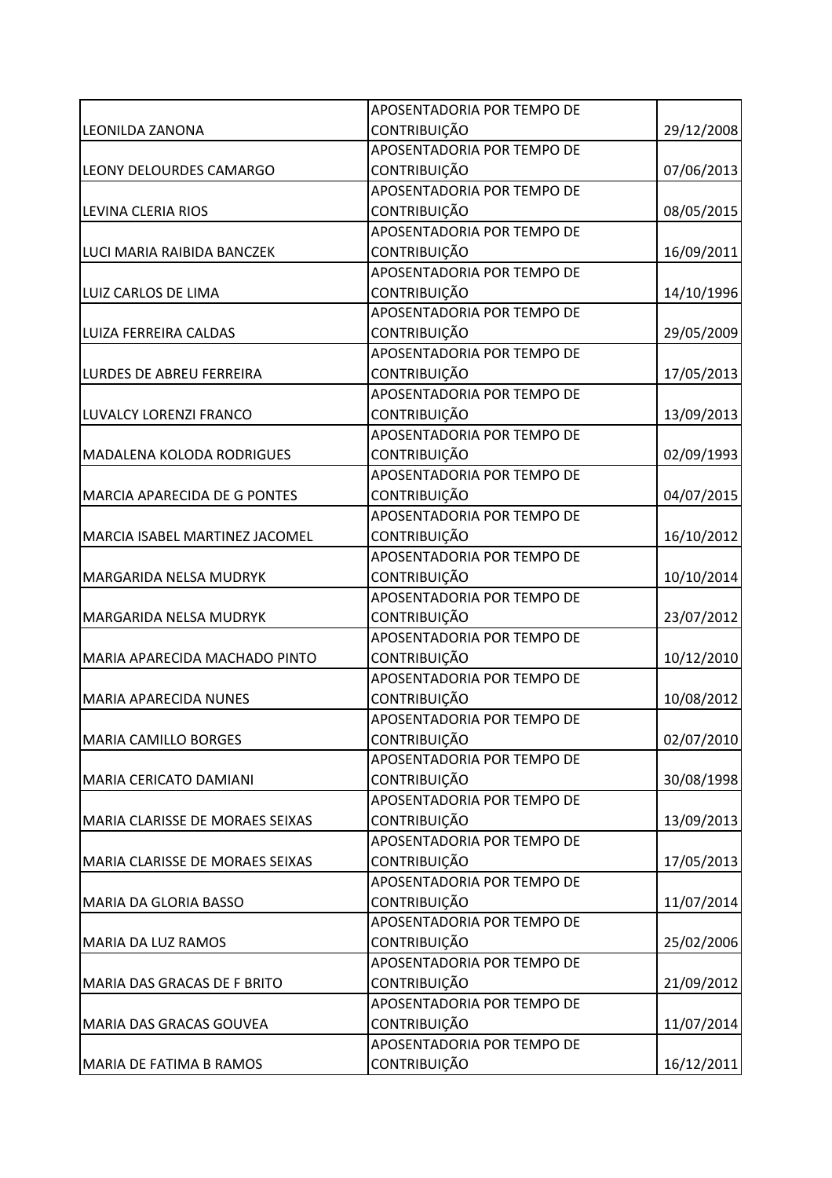| | | |
|---|---|---|
| LEONILDA ZANONA | APOSENTADORIA POR TEMPO DE CONTRIBUIÇÃO | 29/12/2008 |
| LEONY DELOURDES CAMARGO | APOSENTADORIA POR TEMPO DE CONTRIBUIÇÃO | 07/06/2013 |
| LEVINA CLERIA RIOS | APOSENTADORIA POR TEMPO DE CONTRIBUIÇÃO | 08/05/2015 |
| LUCI MARIA RAIBIDA BANCZEK | APOSENTADORIA POR TEMPO DE CONTRIBUIÇÃO | 16/09/2011 |
| LUIZ CARLOS DE LIMA | APOSENTADORIA POR TEMPO DE CONTRIBUIÇÃO | 14/10/1996 |
| LUIZA FERREIRA CALDAS | APOSENTADORIA POR TEMPO DE CONTRIBUIÇÃO | 29/05/2009 |
| LURDES DE ABREU FERREIRA | APOSENTADORIA POR TEMPO DE CONTRIBUIÇÃO | 17/05/2013 |
| LUVALCY LORENZI FRANCO | APOSENTADORIA POR TEMPO DE CONTRIBUIÇÃO | 13/09/2013 |
| MADALENA KOLODA RODRIGUES | APOSENTADORIA POR TEMPO DE CONTRIBUIÇÃO | 02/09/1993 |
| MARCIA APARECIDA DE G PONTES | APOSENTADORIA POR TEMPO DE CONTRIBUIÇÃO | 04/07/2015 |
| MARCIA ISABEL MARTINEZ JACOMEL | APOSENTADORIA POR TEMPO DE CONTRIBUIÇÃO | 16/10/2012 |
| MARGARIDA NELSA MUDRYK | APOSENTADORIA POR TEMPO DE CONTRIBUIÇÃO | 10/10/2014 |
| MARGARIDA NELSA MUDRYK | APOSENTADORIA POR TEMPO DE CONTRIBUIÇÃO | 23/07/2012 |
| MARIA APARECIDA MACHADO PINTO | APOSENTADORIA POR TEMPO DE CONTRIBUIÇÃO | 10/12/2010 |
| MARIA APARECIDA NUNES | APOSENTADORIA POR TEMPO DE CONTRIBUIÇÃO | 10/08/2012 |
| MARIA CAMILLO BORGES | APOSENTADORIA POR TEMPO DE CONTRIBUIÇÃO | 02/07/2010 |
| MARIA CERICATO DAMIANI | APOSENTADORIA POR TEMPO DE CONTRIBUIÇÃO | 30/08/1998 |
| MARIA CLARISSE DE MORAES SEIXAS | APOSENTADORIA POR TEMPO DE CONTRIBUIÇÃO | 13/09/2013 |
| MARIA CLARISSE DE MORAES SEIXAS | APOSENTADORIA POR TEMPO DE CONTRIBUIÇÃO | 17/05/2013 |
| MARIA DA GLORIA BASSO | APOSENTADORIA POR TEMPO DE CONTRIBUIÇÃO | 11/07/2014 |
| MARIA DA LUZ RAMOS | APOSENTADORIA POR TEMPO DE CONTRIBUIÇÃO | 25/02/2006 |
| MARIA DAS GRACAS DE F BRITO | APOSENTADORIA POR TEMPO DE CONTRIBUIÇÃO | 21/09/2012 |
| MARIA DAS GRACAS GOUVEA | APOSENTADORIA POR TEMPO DE CONTRIBUIÇÃO | 11/07/2014 |
| MARIA DE FATIMA B RAMOS | APOSENTADORIA POR TEMPO DE CONTRIBUIÇÃO | 16/12/2011 |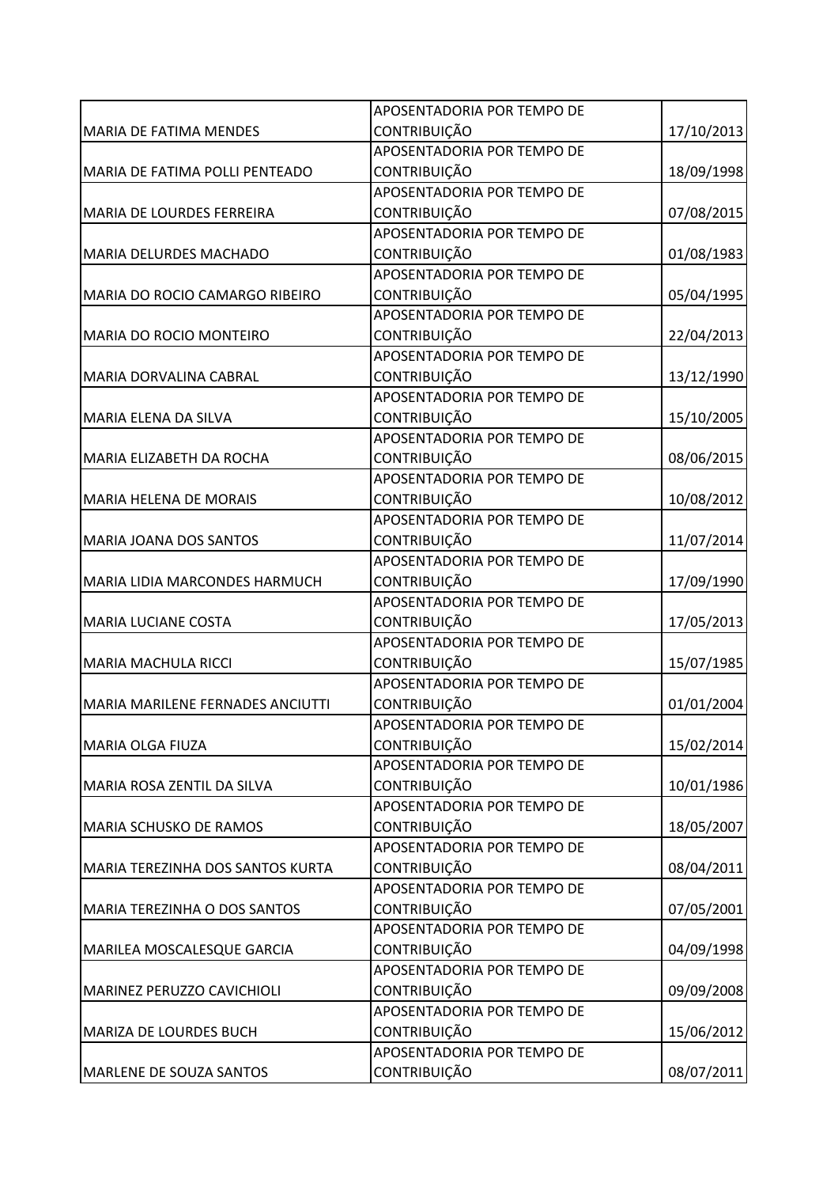| | | |
|---|---|---|
| MARIA DE FATIMA MENDES | APOSENTADORIA POR TEMPO DE CONTRIBUIÇÃO | 17/10/2013 |
| MARIA DE FATIMA POLLI PENTEADO | APOSENTADORIA POR TEMPO DE CONTRIBUIÇÃO | 18/09/1998 |
| MARIA DE LOURDES FERREIRA | APOSENTADORIA POR TEMPO DE CONTRIBUIÇÃO | 07/08/2015 |
| MARIA DELURDES MACHADO | APOSENTADORIA POR TEMPO DE CONTRIBUIÇÃO | 01/08/1983 |
| MARIA DO ROCIO CAMARGO RIBEIRO | APOSENTADORIA POR TEMPO DE CONTRIBUIÇÃO | 05/04/1995 |
| MARIA DO ROCIO MONTEIRO | APOSENTADORIA POR TEMPO DE CONTRIBUIÇÃO | 22/04/2013 |
| MARIA DORVALINA CABRAL | APOSENTADORIA POR TEMPO DE CONTRIBUIÇÃO | 13/12/1990 |
| MARIA ELENA DA SILVA | APOSENTADORIA POR TEMPO DE CONTRIBUIÇÃO | 15/10/2005 |
| MARIA ELIZABETH DA ROCHA | APOSENTADORIA POR TEMPO DE CONTRIBUIÇÃO | 08/06/2015 |
| MARIA HELENA DE MORAIS | APOSENTADORIA POR TEMPO DE CONTRIBUIÇÃO | 10/08/2012 |
| MARIA JOANA DOS SANTOS | APOSENTADORIA POR TEMPO DE CONTRIBUIÇÃO | 11/07/2014 |
| MARIA LIDIA MARCONDES HARMUCH | APOSENTADORIA POR TEMPO DE CONTRIBUIÇÃO | 17/09/1990 |
| MARIA LUCIANE COSTA | APOSENTADORIA POR TEMPO DE CONTRIBUIÇÃO | 17/05/2013 |
| MARIA MACHULA RICCI | APOSENTADORIA POR TEMPO DE CONTRIBUIÇÃO | 15/07/1985 |
| MARIA MARILENE FERNADES ANCIUTTI | APOSENTADORIA POR TEMPO DE CONTRIBUIÇÃO | 01/01/2004 |
| MARIA OLGA FIUZA | APOSENTADORIA POR TEMPO DE CONTRIBUIÇÃO | 15/02/2014 |
| MARIA ROSA ZENTIL DA SILVA | APOSENTADORIA POR TEMPO DE CONTRIBUIÇÃO | 10/01/1986 |
| MARIA SCHUSKO DE RAMOS | APOSENTADORIA POR TEMPO DE CONTRIBUIÇÃO | 18/05/2007 |
| MARIA TEREZINHA DOS SANTOS KURTA | APOSENTADORIA POR TEMPO DE CONTRIBUIÇÃO | 08/04/2011 |
| MARIA TEREZINHA O DOS SANTOS | APOSENTADORIA POR TEMPO DE CONTRIBUIÇÃO | 07/05/2001 |
| MARILEA MOSCALESQUE GARCIA | APOSENTADORIA POR TEMPO DE CONTRIBUIÇÃO | 04/09/1998 |
| MARINEZ PERUZZO CAVICHIOLI | APOSENTADORIA POR TEMPO DE CONTRIBUIÇÃO | 09/09/2008 |
| MARIZA DE LOURDES BUCH | APOSENTADORIA POR TEMPO DE CONTRIBUIÇÃO | 15/06/2012 |
| MARLENE DE SOUZA SANTOS | APOSENTADORIA POR TEMPO DE CONTRIBUIÇÃO | 08/07/2011 |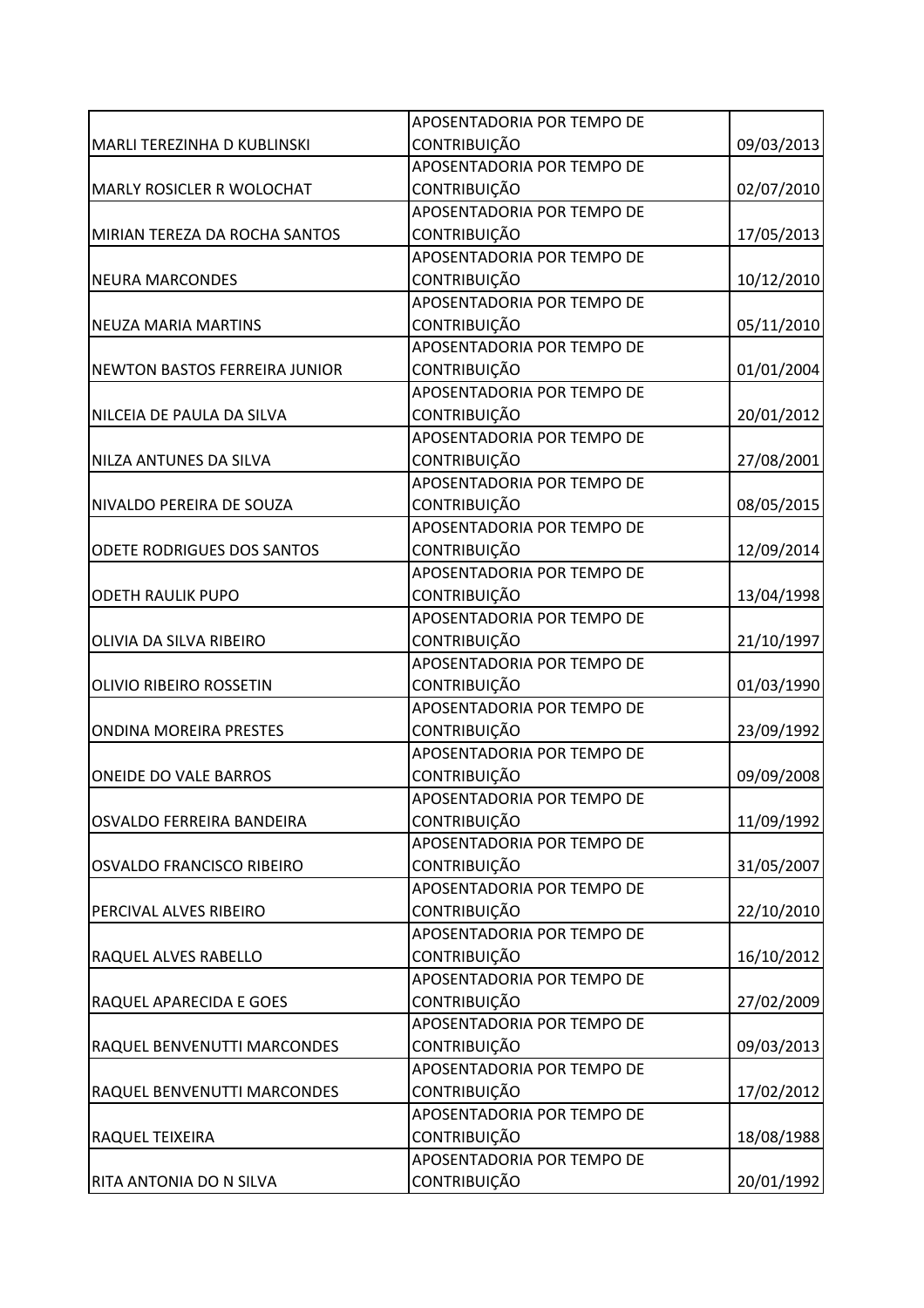| | | |
|---|---|---|
| MARLI TEREZINHA D KUBLINSKI | APOSENTADORIA POR TEMPO DE CONTRIBUIÇÃO | 09/03/2013 |
| MARLY ROSICLER R WOLOCHAT | APOSENTADORIA POR TEMPO DE CONTRIBUIÇÃO | 02/07/2010 |
| MIRIAN TEREZA DA ROCHA SANTOS | APOSENTADORIA POR TEMPO DE CONTRIBUIÇÃO | 17/05/2013 |
| NEURA MARCONDES | APOSENTADORIA POR TEMPO DE CONTRIBUIÇÃO | 10/12/2010 |
| NEUZA MARIA MARTINS | APOSENTADORIA POR TEMPO DE CONTRIBUIÇÃO | 05/11/2010 |
| NEWTON BASTOS FERREIRA JUNIOR | APOSENTADORIA POR TEMPO DE CONTRIBUIÇÃO | 01/01/2004 |
| NILCEIA DE PAULA DA SILVA | APOSENTADORIA POR TEMPO DE CONTRIBUIÇÃO | 20/01/2012 |
| NILZA ANTUNES DA SILVA | APOSENTADORIA POR TEMPO DE CONTRIBUIÇÃO | 27/08/2001 |
| NIVALDO PEREIRA DE SOUZA | APOSENTADORIA POR TEMPO DE CONTRIBUIÇÃO | 08/05/2015 |
| ODETE RODRIGUES DOS SANTOS | APOSENTADORIA POR TEMPO DE CONTRIBUIÇÃO | 12/09/2014 |
| ODETH RAULIK PUPO | APOSENTADORIA POR TEMPO DE CONTRIBUIÇÃO | 13/04/1998 |
| OLIVIA DA SILVA RIBEIRO | APOSENTADORIA POR TEMPO DE CONTRIBUIÇÃO | 21/10/1997 |
| OLIVIO RIBEIRO ROSSETIN | APOSENTADORIA POR TEMPO DE CONTRIBUIÇÃO | 01/03/1990 |
| ONDINA MOREIRA PRESTES | APOSENTADORIA POR TEMPO DE CONTRIBUIÇÃO | 23/09/1992 |
| ONEIDE DO VALE BARROS | APOSENTADORIA POR TEMPO DE CONTRIBUIÇÃO | 09/09/2008 |
| OSVALDO FERREIRA BANDEIRA | APOSENTADORIA POR TEMPO DE CONTRIBUIÇÃO | 11/09/1992 |
| OSVALDO FRANCISCO RIBEIRO | APOSENTADORIA POR TEMPO DE CONTRIBUIÇÃO | 31/05/2007 |
| PERCIVAL ALVES RIBEIRO | APOSENTADORIA POR TEMPO DE CONTRIBUIÇÃO | 22/10/2010 |
| RAQUEL ALVES RABELLO | APOSENTADORIA POR TEMPO DE CONTRIBUIÇÃO | 16/10/2012 |
| RAQUEL APARECIDA E GOES | APOSENTADORIA POR TEMPO DE CONTRIBUIÇÃO | 27/02/2009 |
| RAQUEL BENVENUTTI MARCONDES | APOSENTADORIA POR TEMPO DE CONTRIBUIÇÃO | 09/03/2013 |
| RAQUEL BENVENUTTI MARCONDES | APOSENTADORIA POR TEMPO DE CONTRIBUIÇÃO | 17/02/2012 |
| RAQUEL TEIXEIRA | APOSENTADORIA POR TEMPO DE CONTRIBUIÇÃO | 18/08/1988 |
| RITA ANTONIA DO N SILVA | APOSENTADORIA POR TEMPO DE CONTRIBUIÇÃO | 20/01/1992 |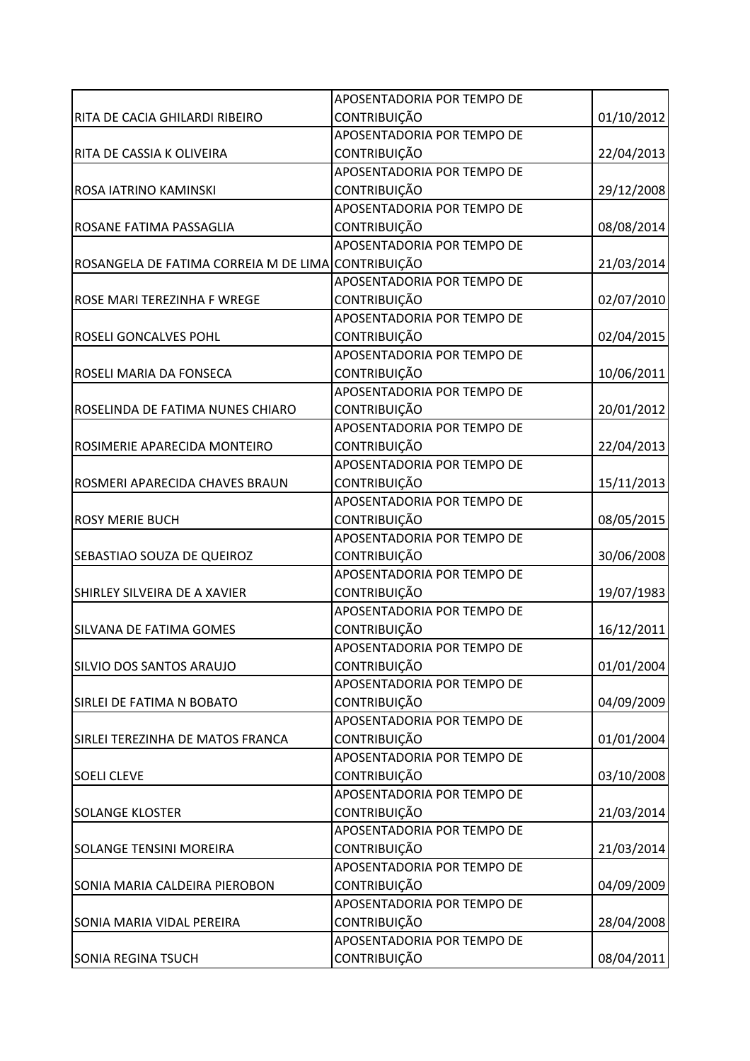| | | |
|---|---|---|
| RITA DE CACIA GHILARDI RIBEIRO | APOSENTADORIA POR TEMPO DE CONTRIBUIÇÃO | 01/10/2012 |
| RITA DE CASSIA K OLIVEIRA | APOSENTADORIA POR TEMPO DE CONTRIBUIÇÃO | 22/04/2013 |
| ROSA IATRINO KAMINSKI | APOSENTADORIA POR TEMPO DE CONTRIBUIÇÃO | 29/12/2008 |
| ROSANE FATIMA PASSAGLIA | APOSENTADORIA POR TEMPO DE CONTRIBUIÇÃO | 08/08/2014 |
| ROSANGELA DE FATIMA CORREIA M DE LIMA | APOSENTADORIA POR TEMPO DE CONTRIBUIÇÃO | 21/03/2014 |
| ROSE MARI TEREZINHA F WREGE | APOSENTADORIA POR TEMPO DE CONTRIBUIÇÃO | 02/07/2010 |
| ROSELI GONCALVES POHL | APOSENTADORIA POR TEMPO DE CONTRIBUIÇÃO | 02/04/2015 |
| ROSELI MARIA DA FONSECA | APOSENTADORIA POR TEMPO DE CONTRIBUIÇÃO | 10/06/2011 |
| ROSELINDA DE FATIMA NUNES CHIARO | APOSENTADORIA POR TEMPO DE CONTRIBUIÇÃO | 20/01/2012 |
| ROSIMERIE APARECIDA MONTEIRO | APOSENTADORIA POR TEMPO DE CONTRIBUIÇÃO | 22/04/2013 |
| ROSMERI APARECIDA CHAVES BRAUN | APOSENTADORIA POR TEMPO DE CONTRIBUIÇÃO | 15/11/2013 |
| ROSY MERIE BUCH | APOSENTADORIA POR TEMPO DE CONTRIBUIÇÃO | 08/05/2015 |
| SEBASTIAO SOUZA DE QUEIROZ | APOSENTADORIA POR TEMPO DE CONTRIBUIÇÃO | 30/06/2008 |
| SHIRLEY SILVEIRA DE A XAVIER | APOSENTADORIA POR TEMPO DE CONTRIBUIÇÃO | 19/07/1983 |
| SILVANA DE FATIMA GOMES | APOSENTADORIA POR TEMPO DE CONTRIBUIÇÃO | 16/12/2011 |
| SILVIO DOS SANTOS ARAUJO | APOSENTADORIA POR TEMPO DE CONTRIBUIÇÃO | 01/01/2004 |
| SIRLEI DE FATIMA N BOBATO | APOSENTADORIA POR TEMPO DE CONTRIBUIÇÃO | 04/09/2009 |
| SIRLEI TEREZINHA DE MATOS FRANCA | APOSENTADORIA POR TEMPO DE CONTRIBUIÇÃO | 01/01/2004 |
| SOELI CLEVE | APOSENTADORIA POR TEMPO DE CONTRIBUIÇÃO | 03/10/2008 |
| SOLANGE KLOSTER | APOSENTADORIA POR TEMPO DE CONTRIBUIÇÃO | 21/03/2014 |
| SOLANGE TENSINI MOREIRA | APOSENTADORIA POR TEMPO DE CONTRIBUIÇÃO | 21/03/2014 |
| SONIA MARIA CALDEIRA PIEROBON | APOSENTADORIA POR TEMPO DE CONTRIBUIÇÃO | 04/09/2009 |
| SONIA MARIA VIDAL PEREIRA | APOSENTADORIA POR TEMPO DE CONTRIBUIÇÃO | 28/04/2008 |
| SONIA REGINA TSUCH | APOSENTADORIA POR TEMPO DE CONTRIBUIÇÃO | 08/04/2011 |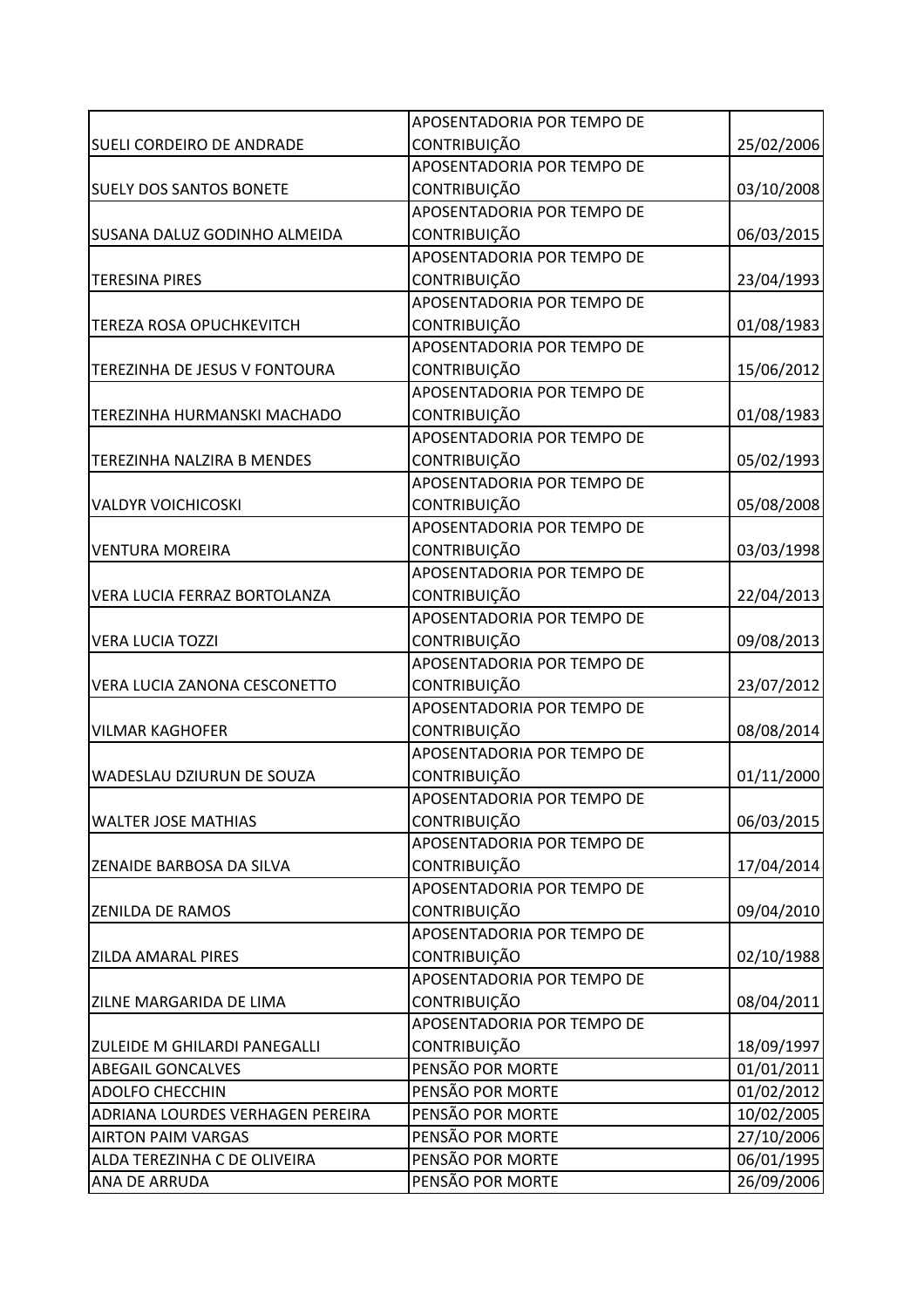| | | |
|---|---|---|
| SUELI CORDEIRO DE ANDRADE | APOSENTADORIA POR TEMPO DE CONTRIBUIÇÃO | 25/02/2006 |
| SUELY DOS SANTOS BONETE | APOSENTADORIA POR TEMPO DE CONTRIBUIÇÃO | 03/10/2008 |
| SUSANA DALUZ GODINHO ALMEIDA | APOSENTADORIA POR TEMPO DE CONTRIBUIÇÃO | 06/03/2015 |
| TERESINA PIRES | APOSENTADORIA POR TEMPO DE CONTRIBUIÇÃO | 23/04/1993 |
| TEREZA ROSA OPUCHKEVITCH | APOSENTADORIA POR TEMPO DE CONTRIBUIÇÃO | 01/08/1983 |
| TEREZINHA DE JESUS V FONTOURA | APOSENTADORIA POR TEMPO DE CONTRIBUIÇÃO | 15/06/2012 |
| TEREZINHA HURMANSKI MACHADO | APOSENTADORIA POR TEMPO DE CONTRIBUIÇÃO | 01/08/1983 |
| TEREZINHA NALZIRA B MENDES | APOSENTADORIA POR TEMPO DE CONTRIBUIÇÃO | 05/02/1993 |
| VALDYR VOICHICOSKI | APOSENTADORIA POR TEMPO DE CONTRIBUIÇÃO | 05/08/2008 |
| VENTURA MOREIRA | APOSENTADORIA POR TEMPO DE CONTRIBUIÇÃO | 03/03/1998 |
| VERA LUCIA FERRAZ BORTOLANZA | APOSENTADORIA POR TEMPO DE CONTRIBUIÇÃO | 22/04/2013 |
| VERA LUCIA TOZZI | APOSENTADORIA POR TEMPO DE CONTRIBUIÇÃO | 09/08/2013 |
| VERA LUCIA ZANONA CESCONETTO | APOSENTADORIA POR TEMPO DE CONTRIBUIÇÃO | 23/07/2012 |
| VILMAR KAGHOFER | APOSENTADORIA POR TEMPO DE CONTRIBUIÇÃO | 08/08/2014 |
| WADESLAU DZIURUN DE SOUZA | APOSENTADORIA POR TEMPO DE CONTRIBUIÇÃO | 01/11/2000 |
| WALTER JOSE MATHIAS | APOSENTADORIA POR TEMPO DE CONTRIBUIÇÃO | 06/03/2015 |
| ZENAIDE BARBOSA DA SILVA | APOSENTADORIA POR TEMPO DE CONTRIBUIÇÃO | 17/04/2014 |
| ZENILDA DE RAMOS | APOSENTADORIA POR TEMPO DE CONTRIBUIÇÃO | 09/04/2010 |
| ZILDA AMARAL PIRES | APOSENTADORIA POR TEMPO DE CONTRIBUIÇÃO | 02/10/1988 |
| ZILNE MARGARIDA DE LIMA | APOSENTADORIA POR TEMPO DE CONTRIBUIÇÃO | 08/04/2011 |
| ZULEIDE M GHILARDI PANEGALLI | APOSENTADORIA POR TEMPO DE CONTRIBUIÇÃO | 18/09/1997 |
| ABEGAIL GONCALVES | PENSÃO POR MORTE | 01/01/2011 |
| ADOLFO CHECCHIN | PENSÃO POR MORTE | 01/02/2012 |
| ADRIANA LOURDES VERHAGEN PEREIRA | PENSÃO POR MORTE | 10/02/2005 |
| AIRTON PAIM VARGAS | PENSÃO POR MORTE | 27/10/2006 |
| ALDA TEREZINHA C DE OLIVEIRA | PENSÃO POR MORTE | 06/01/1995 |
| ANA DE ARRUDA | PENSÃO POR MORTE | 26/09/2006 |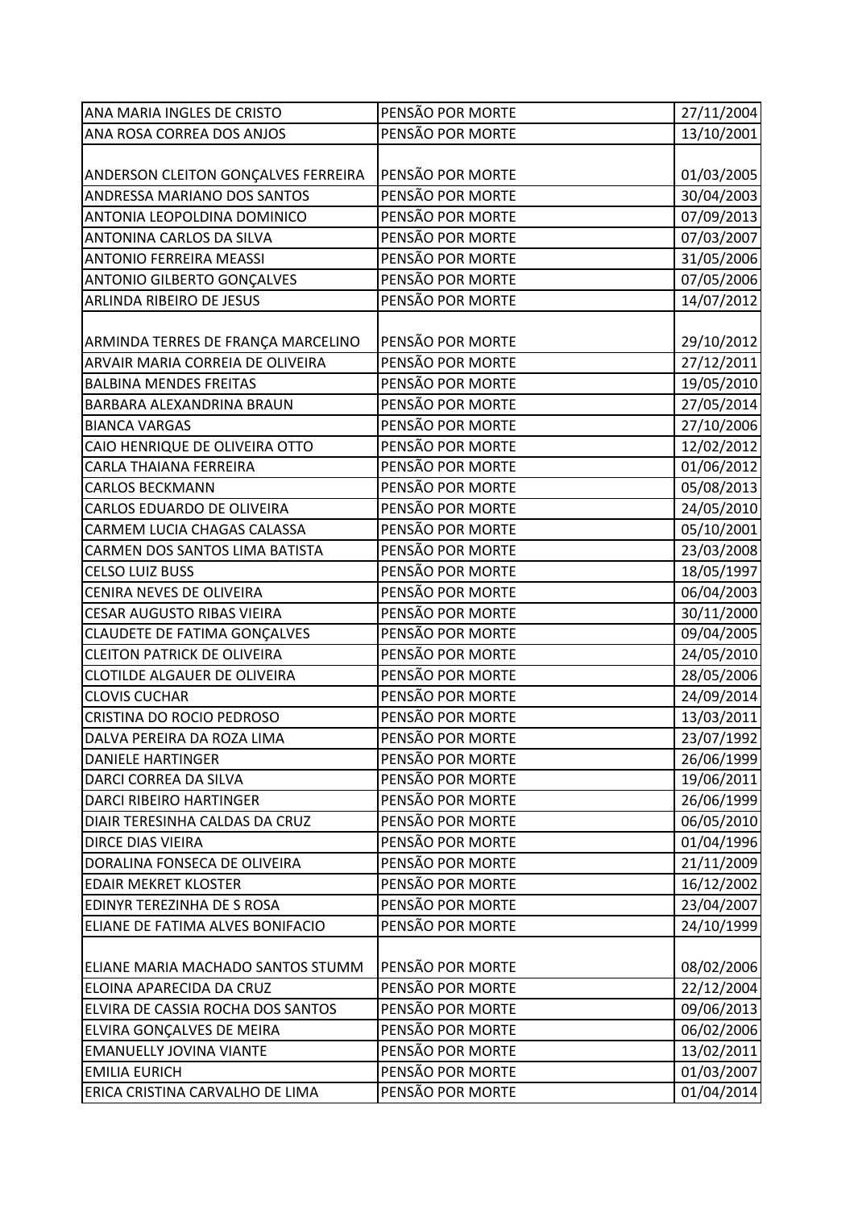| | | |
|---|---|---|
| ANA MARIA INGLES DE CRISTO | PENSÃO POR MORTE | 27/11/2004 |
| ANA ROSA CORREA DOS ANJOS | PENSÃO POR MORTE | 13/10/2001 |
| ANDERSON CLEITON GONÇALVES FERREIRA | PENSÃO POR MORTE | 01/03/2005 |
| ANDRESSA MARIANO DOS SANTOS | PENSÃO POR MORTE | 30/04/2003 |
| ANTONIA LEOPOLDINA DOMINICO | PENSÃO POR MORTE | 07/09/2013 |
| ANTONINA CARLOS DA SILVA | PENSÃO POR MORTE | 07/03/2007 |
| ANTONIO FERREIRA MEASSI | PENSÃO POR MORTE | 31/05/2006 |
| ANTONIO GILBERTO GONÇALVES | PENSÃO POR MORTE | 07/05/2006 |
| ARLINDA RIBEIRO DE JESUS | PENSÃO POR MORTE | 14/07/2012 |
| ARMINDA TERRES DE FRANÇA MARCELINO | PENSÃO POR MORTE | 29/10/2012 |
| ARVAIR MARIA CORREIA DE OLIVEIRA | PENSÃO POR MORTE | 27/12/2011 |
| BALBINA MENDES FREITAS | PENSÃO POR MORTE | 19/05/2010 |
| BARBARA ALEXANDRINA BRAUN | PENSÃO POR MORTE | 27/05/2014 |
| BIANCA VARGAS | PENSÃO POR MORTE | 27/10/2006 |
| CAIO HENRIQUE DE OLIVEIRA OTTO | PENSÃO POR MORTE | 12/02/2012 |
| CARLA THAIANA FERREIRA | PENSÃO POR MORTE | 01/06/2012 |
| CARLOS BECKMANN | PENSÃO POR MORTE | 05/08/2013 |
| CARLOS EDUARDO DE OLIVEIRA | PENSÃO POR MORTE | 24/05/2010 |
| CARMEM LUCIA CHAGAS CALASSA | PENSÃO POR MORTE | 05/10/2001 |
| CARMEN DOS SANTOS LIMA BATISTA | PENSÃO POR MORTE | 23/03/2008 |
| CELSO LUIZ BUSS | PENSÃO POR MORTE | 18/05/1997 |
| CENIRA NEVES DE OLIVEIRA | PENSÃO POR MORTE | 06/04/2003 |
| CESAR AUGUSTO RIBAS VIEIRA | PENSÃO POR MORTE | 30/11/2000 |
| CLAUDETE DE FATIMA GONÇALVES | PENSÃO POR MORTE | 09/04/2005 |
| CLEITON PATRICK DE OLIVEIRA | PENSÃO POR MORTE | 24/05/2010 |
| CLOTILDE ALGAUER DE OLIVEIRA | PENSÃO POR MORTE | 28/05/2006 |
| CLOVIS CUCHAR | PENSÃO POR MORTE | 24/09/2014 |
| CRISTINA DO ROCIO PEDROSO | PENSÃO POR MORTE | 13/03/2011 |
| DALVA PEREIRA DA ROZA LIMA | PENSÃO POR MORTE | 23/07/1992 |
| DANIELE HARTINGER | PENSÃO POR MORTE | 26/06/1999 |
| DARCI CORREA DA SILVA | PENSÃO POR MORTE | 19/06/2011 |
| DARCI RIBEIRO HARTINGER | PENSÃO POR MORTE | 26/06/1999 |
| DIAIR TERESINHA CALDAS DA CRUZ | PENSÃO POR MORTE | 06/05/2010 |
| DIRCE DIAS VIEIRA | PENSÃO POR MORTE | 01/04/1996 |
| DORALINA FONSECA DE OLIVEIRA | PENSÃO POR MORTE | 21/11/2009 |
| EDAIR MEKRET KLOSTER | PENSÃO POR MORTE | 16/12/2002 |
| EDINYR TEREZINHA DE S ROSA | PENSÃO POR MORTE | 23/04/2007 |
| ELIANE DE FATIMA ALVES BONIFACIO | PENSÃO POR MORTE | 24/10/1999 |
| ELIANE MARIA MACHADO SANTOS STUMM | PENSÃO POR MORTE | 08/02/2006 |
| ELOINA APARECIDA DA CRUZ | PENSÃO POR MORTE | 22/12/2004 |
| ELVIRA DE CASSIA ROCHA DOS SANTOS | PENSÃO POR MORTE | 09/06/2013 |
| ELVIRA GONÇALVES DE MEIRA | PENSÃO POR MORTE | 06/02/2006 |
| EMANUELLY JOVINA VIANTE | PENSÃO POR MORTE | 13/02/2011 |
| EMILIA EURICH | PENSÃO POR MORTE | 01/03/2007 |
| ERICA CRISTINA CARVALHO DE LIMA | PENSÃO POR MORTE | 01/04/2014 |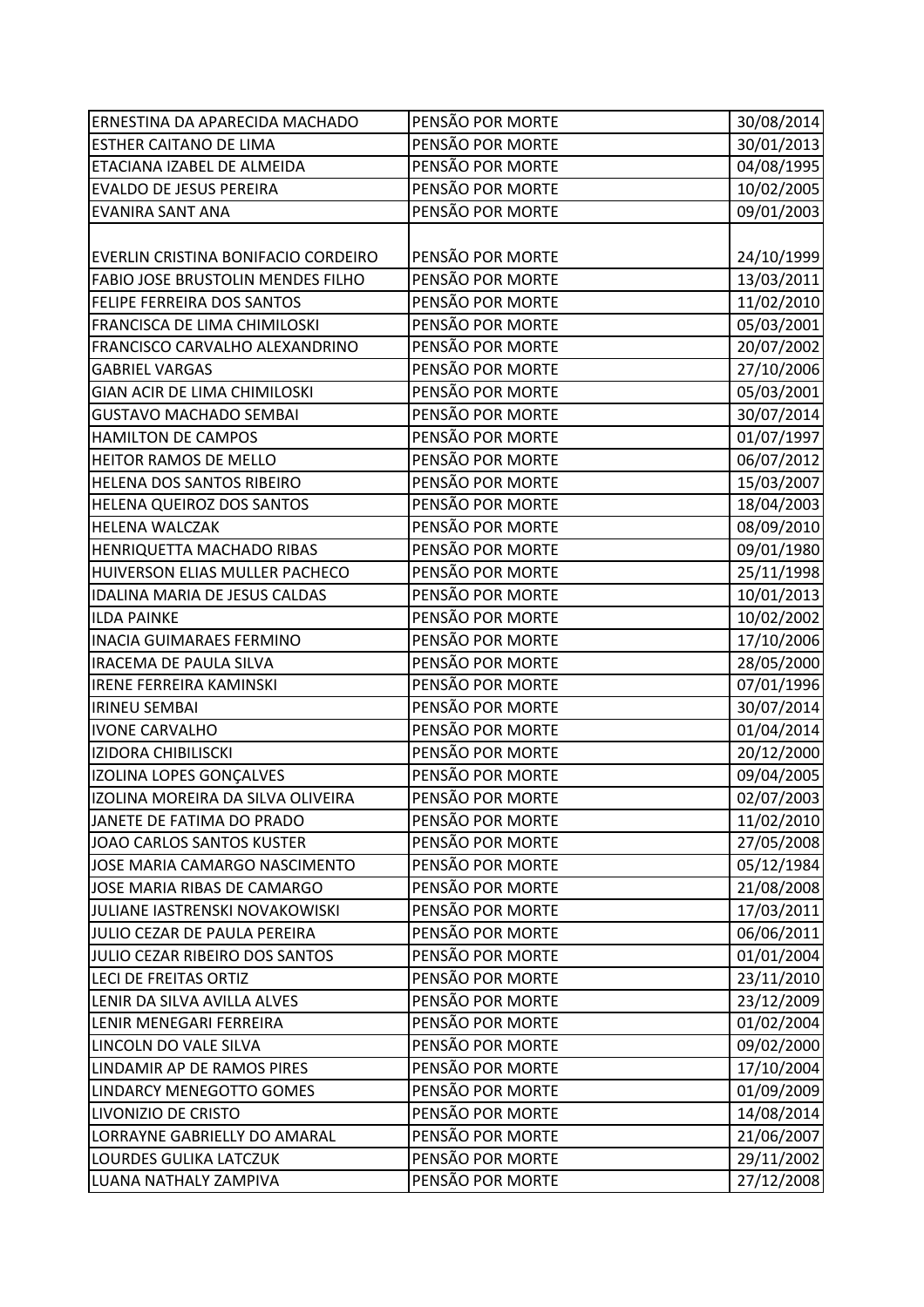| | | |
|---|---|---|
| ERNESTINA DA APARECIDA MACHADO | PENSÃO POR MORTE | 30/08/2014 |
| ESTHER CAITANO DE LIMA | PENSÃO POR MORTE | 30/01/2013 |
| ETACIANA IZABEL DE ALMEIDA | PENSÃO POR MORTE | 04/08/1995 |
| EVALDO DE JESUS PEREIRA | PENSÃO POR MORTE | 10/02/2005 |
| EVANIRA SANT ANA | PENSÃO POR MORTE | 09/01/2003 |
| EVERLIN CRISTINA BONIFACIO CORDEIRO | PENSÃO POR MORTE | 24/10/1999 |
| FABIO JOSE BRUSTOLIN MENDES FILHO | PENSÃO POR MORTE | 13/03/2011 |
| FELIPE FERREIRA DOS SANTOS | PENSÃO POR MORTE | 11/02/2010 |
| FRANCISCA DE LIMA CHIMILOSKI | PENSÃO POR MORTE | 05/03/2001 |
| FRANCISCO CARVALHO ALEXANDRINO | PENSÃO POR MORTE | 20/07/2002 |
| GABRIEL VARGAS | PENSÃO POR MORTE | 27/10/2006 |
| GIAN ACIR DE LIMA CHIMILOSKI | PENSÃO POR MORTE | 05/03/2001 |
| GUSTAVO MACHADO SEMBAI | PENSÃO POR MORTE | 30/07/2014 |
| HAMILTON DE CAMPOS | PENSÃO POR MORTE | 01/07/1997 |
| HEITOR RAMOS DE MELLO | PENSÃO POR MORTE | 06/07/2012 |
| HELENA DOS SANTOS RIBEIRO | PENSÃO POR MORTE | 15/03/2007 |
| HELENA QUEIROZ DOS SANTOS | PENSÃO POR MORTE | 18/04/2003 |
| HELENA WALCZAK | PENSÃO POR MORTE | 08/09/2010 |
| HENRIQUETTA MACHADO RIBAS | PENSÃO POR MORTE | 09/01/1980 |
| HUIVERSON ELIAS MULLER PACHECO | PENSÃO POR MORTE | 25/11/1998 |
| IDALINA MARIA DE JESUS CALDAS | PENSÃO POR MORTE | 10/01/2013 |
| ILDA PAINKE | PENSÃO POR MORTE | 10/02/2002 |
| INACIA GUIMARAES FERMINO | PENSÃO POR MORTE | 17/10/2006 |
| IRACEMA DE PAULA SILVA | PENSÃO POR MORTE | 28/05/2000 |
| IRENE FERREIRA KAMINSKI | PENSÃO POR MORTE | 07/01/1996 |
| IRINEU SEMBAI | PENSÃO POR MORTE | 30/07/2014 |
| IVONE CARVALHO | PENSÃO POR MORTE | 01/04/2014 |
| IZIDORA CHIBILISCKI | PENSÃO POR MORTE | 20/12/2000 |
| IZOLINA LOPES GONÇALVES | PENSÃO POR MORTE | 09/04/2005 |
| IZOLINA MOREIRA DA SILVA OLIVEIRA | PENSÃO POR MORTE | 02/07/2003 |
| JANETE DE FATIMA DO PRADO | PENSÃO POR MORTE | 11/02/2010 |
| JOAO CARLOS SANTOS KUSTER | PENSÃO POR MORTE | 27/05/2008 |
| JOSE MARIA CAMARGO NASCIMENTO | PENSÃO POR MORTE | 05/12/1984 |
| JOSE MARIA RIBAS DE CAMARGO | PENSÃO POR MORTE | 21/08/2008 |
| JULIANE IASTRENSKI NOVAKOWISKI | PENSÃO POR MORTE | 17/03/2011 |
| JULIO CEZAR DE PAULA PEREIRA | PENSÃO POR MORTE | 06/06/2011 |
| JULIO CEZAR RIBEIRO DOS SANTOS | PENSÃO POR MORTE | 01/01/2004 |
| LECI DE FREITAS ORTIZ | PENSÃO POR MORTE | 23/11/2010 |
| LENIR DA SILVA AVILLA ALVES | PENSÃO POR MORTE | 23/12/2009 |
| LENIR MENEGARI FERREIRA | PENSÃO POR MORTE | 01/02/2004 |
| LINCOLN DO VALE SILVA | PENSÃO POR MORTE | 09/02/2000 |
| LINDAMIR AP DE RAMOS PIRES | PENSÃO POR MORTE | 17/10/2004 |
| LINDARCY MENEGOTTO GOMES | PENSÃO POR MORTE | 01/09/2009 |
| LIVONIZIO DE CRISTO | PENSÃO POR MORTE | 14/08/2014 |
| LORRAYNE GABRIELLY DO AMARAL | PENSÃO POR MORTE | 21/06/2007 |
| LOURDES GULIKA LATCZUK | PENSÃO POR MORTE | 29/11/2002 |
| LUANA NATHALY ZAMPIVA | PENSÃO POR MORTE | 27/12/2008 |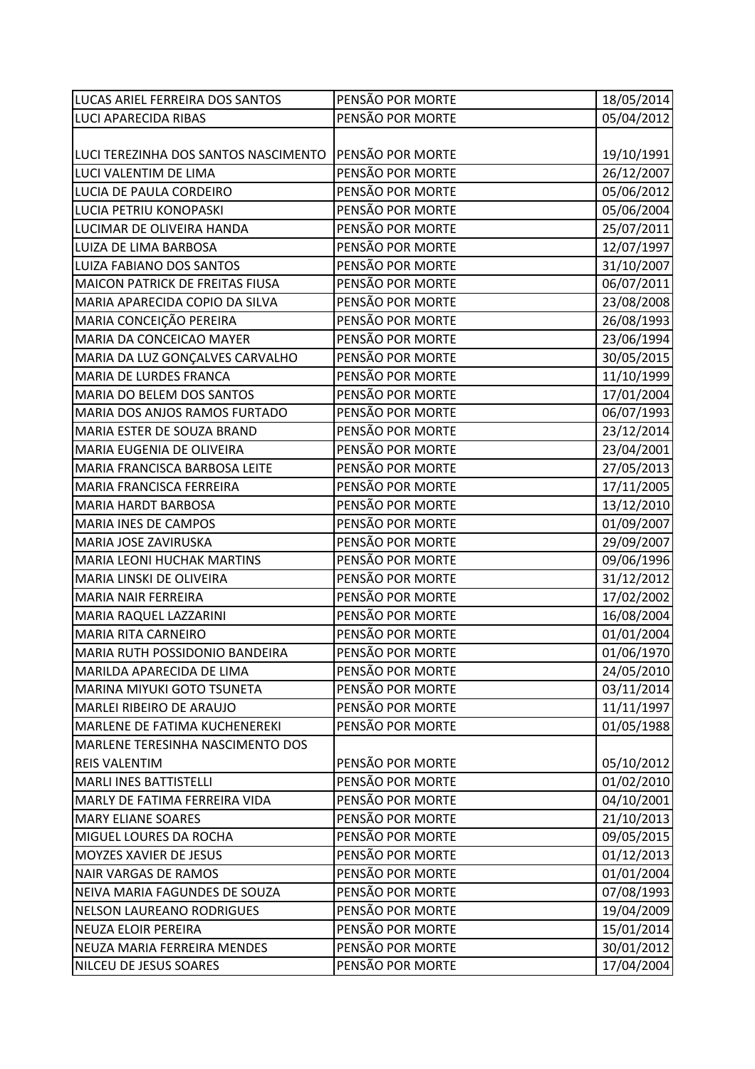| LUCAS ARIEL FERREIRA DOS SANTOS | PENSÃO POR MORTE | 18/05/2014 |
|---|---|---|
| LUCI APARECIDA RIBAS | PENSÃO POR MORTE | 05/04/2012 |
| LUCI TEREZINHA DOS SANTOS NASCIMENTO | PENSÃO POR MORTE | 19/10/1991 |
| LUCI VALENTIM DE LIMA | PENSÃO POR MORTE | 26/12/2007 |
| LUCIA DE PAULA CORDEIRO | PENSÃO POR MORTE | 05/06/2012 |
| LUCIA PETRIU KONOPASKI | PENSÃO POR MORTE | 05/06/2004 |
| LUCIMAR DE OLIVEIRA HANDA | PENSÃO POR MORTE | 25/07/2011 |
| LUIZA DE LIMA BARBOSA | PENSÃO POR MORTE | 12/07/1997 |
| LUIZA FABIANO DOS SANTOS | PENSÃO POR MORTE | 31/10/2007 |
| MAICON PATRICK DE FREITAS FIUSA | PENSÃO POR MORTE | 06/07/2011 |
| MARIA APARECIDA COPIO DA SILVA | PENSÃO POR MORTE | 23/08/2008 |
| MARIA CONCEIÇÃO PEREIRA | PENSÃO POR MORTE | 26/08/1993 |
| MARIA DA CONCEICAO MAYER | PENSÃO POR MORTE | 23/06/1994 |
| MARIA DA LUZ GONÇALVES CARVALHO | PENSÃO POR MORTE | 30/05/2015 |
| MARIA DE LURDES FRANCA | PENSÃO POR MORTE | 11/10/1999 |
| MARIA DO BELEM DOS SANTOS | PENSÃO POR MORTE | 17/01/2004 |
| MARIA DOS ANJOS RAMOS FURTADO | PENSÃO POR MORTE | 06/07/1993 |
| MARIA ESTER DE SOUZA BRAND | PENSÃO POR MORTE | 23/12/2014 |
| MARIA EUGENIA DE OLIVEIRA | PENSÃO POR MORTE | 23/04/2001 |
| MARIA FRANCISCA BARBOSA LEITE | PENSÃO POR MORTE | 27/05/2013 |
| MARIA FRANCISCA FERREIRA | PENSÃO POR MORTE | 17/11/2005 |
| MARIA HARDT BARBOSA | PENSÃO POR MORTE | 13/12/2010 |
| MARIA INES DE CAMPOS | PENSÃO POR MORTE | 01/09/2007 |
| MARIA JOSE ZAVIRUSKA | PENSÃO POR MORTE | 29/09/2007 |
| MARIA LEONI HUCHAK MARTINS | PENSÃO POR MORTE | 09/06/1996 |
| MARIA LINSKI DE OLIVEIRA | PENSÃO POR MORTE | 31/12/2012 |
| MARIA NAIR FERREIRA | PENSÃO POR MORTE | 17/02/2002 |
| MARIA RAQUEL LAZZARINI | PENSÃO POR MORTE | 16/08/2004 |
| MARIA RITA CARNEIRO | PENSÃO POR MORTE | 01/01/2004 |
| MARIA RUTH POSSIDONIO BANDEIRA | PENSÃO POR MORTE | 01/06/1970 |
| MARILDA APARECIDA DE LIMA | PENSÃO POR MORTE | 24/05/2010 |
| MARINA MIYUKI GOTO TSUNETA | PENSÃO POR MORTE | 03/11/2014 |
| MARLEI RIBEIRO DE ARAUJO | PENSÃO POR MORTE | 11/11/1997 |
| MARLENE DE FATIMA KUCHENEREKI | PENSÃO POR MORTE | 01/05/1988 |
| MARLENE TERESINHA NASCIMENTO DOS REIS VALENTIM | PENSÃO POR MORTE | 05/10/2012 |
| MARLI INES BATTISTELLI | PENSÃO POR MORTE | 01/02/2010 |
| MARLY DE FATIMA FERREIRA VIDA | PENSÃO POR MORTE | 04/10/2001 |
| MARY ELIANE SOARES | PENSÃO POR MORTE | 21/10/2013 |
| MIGUEL LOURES DA ROCHA | PENSÃO POR MORTE | 09/05/2015 |
| MOYZES XAVIER DE JESUS | PENSÃO POR MORTE | 01/12/2013 |
| NAIR VARGAS DE RAMOS | PENSÃO POR MORTE | 01/01/2004 |
| NEIVA MARIA FAGUNDES DE SOUZA | PENSÃO POR MORTE | 07/08/1993 |
| NELSON LAUREANO RODRIGUES | PENSÃO POR MORTE | 19/04/2009 |
| NEUZA ELOIR PEREIRA | PENSÃO POR MORTE | 15/01/2014 |
| NEUZA MARIA FERREIRA MENDES | PENSÃO POR MORTE | 30/01/2012 |
| NILCEU DE JESUS SOARES | PENSÃO POR MORTE | 17/04/2004 |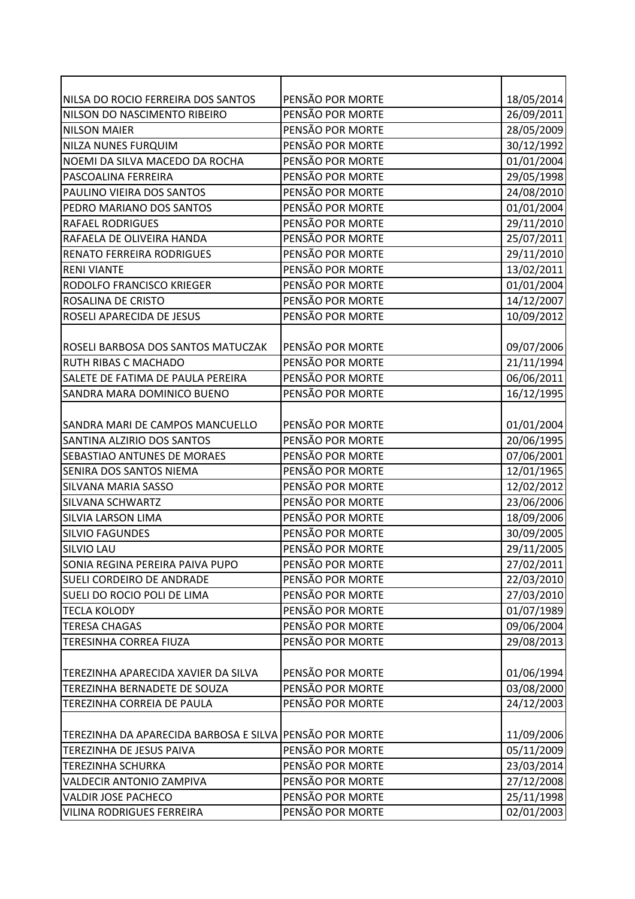| | | |
|---|---|---|
| NILSA DO ROCIO FERREIRA DOS SANTOS | PENSÃO POR MORTE | 18/05/2014 |
| NILSON DO NASCIMENTO RIBEIRO | PENSÃO POR MORTE | 26/09/2011 |
| NILSON MAIER | PENSÃO POR MORTE | 28/05/2009 |
| NILZA NUNES FURQUIM | PENSÃO POR MORTE | 30/12/1992 |
| NOEMI DA SILVA MACEDO DA ROCHA | PENSÃO POR MORTE | 01/01/2004 |
| PASCOALINA FERREIRA | PENSÃO POR MORTE | 29/05/1998 |
| PAULINO VIEIRA DOS SANTOS | PENSÃO POR MORTE | 24/08/2010 |
| PEDRO MARIANO DOS SANTOS | PENSÃO POR MORTE | 01/01/2004 |
| RAFAEL RODRIGUES | PENSÃO POR MORTE | 29/11/2010 |
| RAFAELA DE OLIVEIRA HANDA | PENSÃO POR MORTE | 25/07/2011 |
| RENATO FERREIRA RODRIGUES | PENSÃO POR MORTE | 29/11/2010 |
| RENI VIANTE | PENSÃO POR MORTE | 13/02/2011 |
| RODOLFO FRANCISCO KRIEGER | PENSÃO POR MORTE | 01/01/2004 |
| ROSALINA DE CRISTO | PENSÃO POR MORTE | 14/12/2007 |
| ROSELI APARECIDA DE JESUS | PENSÃO POR MORTE | 10/09/2012 |
| ROSELI BARBOSA DOS SANTOS MATUCZAK | PENSÃO POR MORTE | 09/07/2006 |
| RUTH RIBAS C MACHADO | PENSÃO POR MORTE | 21/11/1994 |
| SALETE DE FATIMA DE PAULA PEREIRA | PENSÃO POR MORTE | 06/06/2011 |
| SANDRA MARA DOMINICO BUENO | PENSÃO POR MORTE | 16/12/1995 |
| SANDRA MARI DE CAMPOS MANCUELLO | PENSÃO POR MORTE | 01/01/2004 |
| SANTINA ALZIRIO DOS SANTOS | PENSÃO POR MORTE | 20/06/1995 |
| SEBASTIAO ANTUNES DE MORAES | PENSÃO POR MORTE | 07/06/2001 |
| SENIRA DOS SANTOS NIEMA | PENSÃO POR MORTE | 12/01/1965 |
| SILVANA MARIA SASSO | PENSÃO POR MORTE | 12/02/2012 |
| SILVANA SCHWARTZ | PENSÃO POR MORTE | 23/06/2006 |
| SILVIA LARSON LIMA | PENSÃO POR MORTE | 18/09/2006 |
| SILVIO FAGUNDES | PENSÃO POR MORTE | 30/09/2005 |
| SILVIO LAU | PENSÃO POR MORTE | 29/11/2005 |
| SONIA REGINA PEREIRA PAIVA PUPO | PENSÃO POR MORTE | 27/02/2011 |
| SUELI CORDEIRO DE ANDRADE | PENSÃO POR MORTE | 22/03/2010 |
| SUELI DO ROCIO POLI DE LIMA | PENSÃO POR MORTE | 27/03/2010 |
| TECLA KOLODY | PENSÃO POR MORTE | 01/07/1989 |
| TERESA CHAGAS | PENSÃO POR MORTE | 09/06/2004 |
| TERESINHA CORREA FIUZA | PENSÃO POR MORTE | 29/08/2013 |
| TEREZINHA APARECIDA XAVIER DA SILVA | PENSÃO POR MORTE | 01/06/1994 |
| TEREZINHA BERNADETE DE SOUZA | PENSÃO POR MORTE | 03/08/2000 |
| TEREZINHA CORREIA DE PAULA | PENSÃO POR MORTE | 24/12/2003 |
| TEREZINHA DA APARECIDA BARBOSA E SILVA | PENSÃO POR MORTE | 11/09/2006 |
| TEREZINHA DE JESUS PAIVA | PENSÃO POR MORTE | 05/11/2009 |
| TEREZINHA SCHURKA | PENSÃO POR MORTE | 23/03/2014 |
| VALDECIR ANTONIO ZAMPIVA | PENSÃO POR MORTE | 27/12/2008 |
| VALDIR JOSE PACHECO | PENSÃO POR MORTE | 25/11/1998 |
| VILINA RODRIGUES FERREIRA | PENSÃO POR MORTE | 02/01/2003 |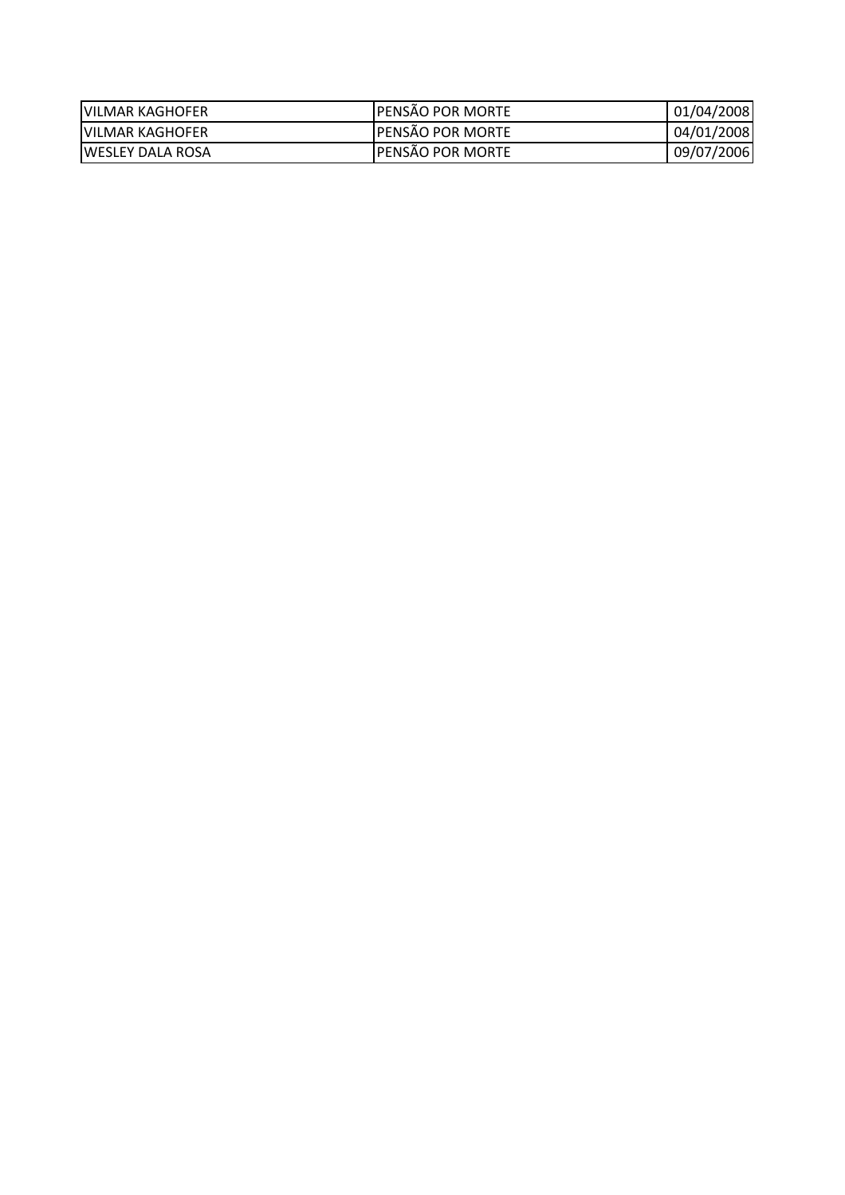| | | |
|---|---|---|
| VILMAR KAGHOFER | PENSÃO POR MORTE | 01/04/2008 |
| VILMAR KAGHOFER | PENSÃO POR MORTE | 04/01/2008 |
| WESLEY DALA ROSA | PENSÃO POR MORTE | 09/07/2006 |